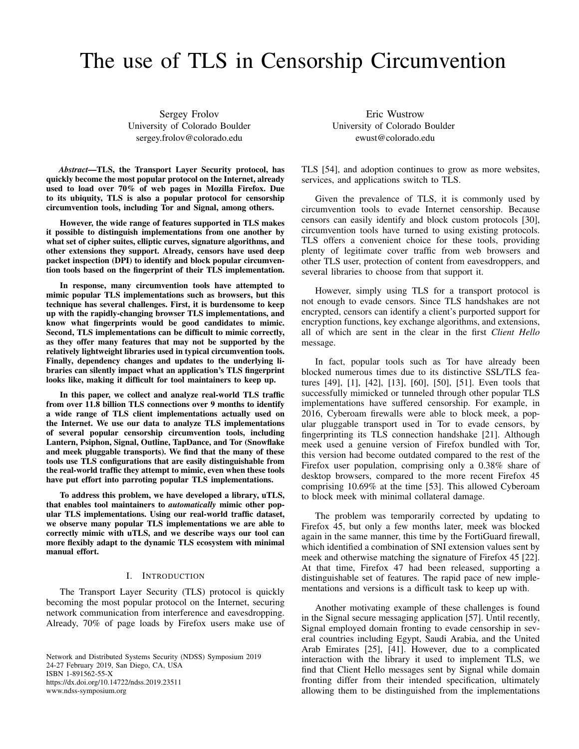# The use of TLS in Censorship Circumvention

Sergey Frolov
University of Colorado Boulder
sergey.frolov@colorado.edu

Eric Wustrow
University of Colorado Boulder
ewust@colorado.edu

***Abstract*—TLS, the Transport Layer Security protocol, has quickly become the most popular protocol on the Internet, already used to load over 70% of web pages in Mozilla Firefox. Due to its ubiquity, TLS is also a popular protocol for censorship circumvention tools, including Tor and Signal, among others.**

**However, the wide range of features supported in TLS makes it possible to distinguish implementations from one another by what set of cipher suites, elliptic curves, signature algorithms, and other extensions they support. Already, censors have used deep packet inspection (DPI) to identify and block popular circumvention tools based on the fingerprint of their TLS implementation.**

**In response, many circumvention tools have attempted to mimic popular TLS implementations such as browsers, but this technique has several challenges. First, it is burdensome to keep up with the rapidly-changing browser TLS implementations, and know what fingerprints would be good candidates to mimic. Second, TLS implementations can be difficult to mimic correctly, as they offer many features that may not be supported by the relatively lightweight libraries used in typical circumvention tools. Finally, dependency changes and updates to the underlying libraries can silently impact what an application's TLS fingerprint looks like, making it difficult for tool maintainers to keep up.**

**In this paper, we collect and analyze real-world TLS traffic from over 11.8 billion TLS connections over 9 months to identify a wide range of TLS client implementations actually used on the Internet. We use our data to analyze TLS implementations of several popular censorship circumvention tools, including Lantern, Psiphon, Signal, Outline, TapDance, and Tor (Snowflake and meek pluggable transports). We find that the many of these tools use TLS configurations that are easily distinguishable from the real-world traffic they attempt to mimic, even when these tools have put effort into parroting popular TLS implementations.**

**To address this problem, we have developed a library, uTLS, that enables tool maintainers to *automatically* mimic other popular TLS implementations. Using our real-world traffic dataset, we observe many popular TLS implementations we are able to correctly mimic with uTLS, and we describe ways our tool can more flexibly adapt to the dynamic TLS ecosystem with minimal manual effort.**

## I. Introduction

The Transport Layer Security (TLS) protocol is quickly becoming the most popular protocol on the Internet, securing network communication from interference and eavesdropping. Already, 70% of page loads by Firefox users make use of TLS [54], and adoption continues to grow as more websites, services, and applications switch to TLS.

Given the prevalence of TLS, it is commonly used by circumvention tools to evade Internet censorship. Because censors can easily identify and block custom protocols [30], circumvention tools have turned to using existing protocols. TLS offers a convenient choice for these tools, providing plenty of legitimate cover traffic from web browsers and other TLS user, protection of content from eavesdroppers, and several libraries to choose from that support it.

However, simply using TLS for a transport protocol is not enough to evade censors. Since TLS handshakes are not encrypted, censors can identify a client's purported support for encryption functions, key exchange algorithms, and extensions, all of which are sent in the clear in the first *Client Hello* message.

In fact, popular tools such as Tor have already been blocked numerous times due to its distinctive SSL/TLS features [49], [1], [42], [13], [60], [50], [51]. Even tools that successfully mimicked or tunneled through other popular TLS implementations have suffered censorship. For example, in 2016, Cyberoam firewalls were able to block meek, a popular pluggable transport used in Tor to evade censors, by fingerprinting its TLS connection handshake [21]. Although meek used a genuine version of Firefox bundled with Tor, this version had become outdated compared to the rest of the Firefox user population, comprising only a 0.38% share of desktop browsers, compared to the more recent Firefox 45 comprising 10.69% at the time [53]. This allowed Cyberoam to block meek with minimal collateral damage.

The problem was temporarily corrected by updating to Firefox 45, but only a few months later, meek was blocked again in the same manner, this time by the FortiGuard firewall, which identified a combination of SNI extension values sent by meek and otherwise matching the signature of Firefox 45 [22]. At that time, Firefox 47 had been released, supporting a distinguishable set of features. The rapid pace of new implementations and versions is a difficult task to keep up with.

Another motivating example of these challenges is found in the Signal secure messaging application [57]. Until recently, Signal employed domain fronting to evade censorship in several countries including Egypt, Saudi Arabia, and the United Arab Emirates [25], [41]. However, due to a complicated interaction with the library it used to implement TLS, we find that Client Hello messages sent by Signal while domain fronting differ from their intended specification, ultimately allowing them to be distinguished from the implementations

Network and Distributed Systems Security (NDSS) Symposium 2019
24-27 February 2019, San Diego, CA, USA
ISBN 1-891562-55-X
https://dx.doi.org/10.14722/ndss.2019.23511
www.ndss-symposium.org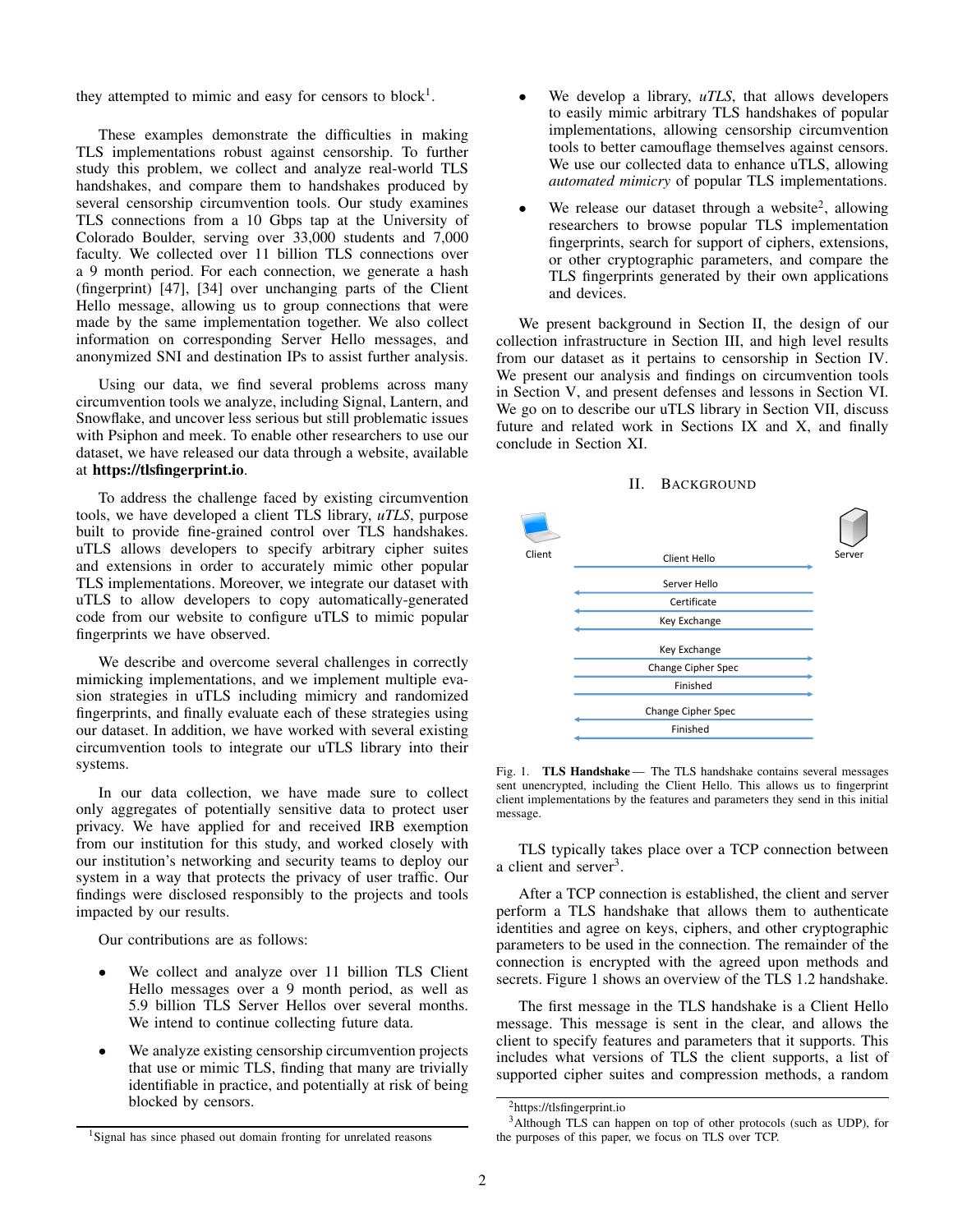they attempted to mimic and easy for censors to block[1].

These examples demonstrate the difficulties in making TLS implementations robust against censorship. To further study this problem, we collect and analyze real-world TLS handshakes, and compare them to handshakes produced by several censorship circumvention tools. Our study examines TLS connections from a 10 Gbps tap at the University of Colorado Boulder, serving over 33,000 students and 7,000 faculty. We collected over 11 billion TLS connections over a 9 month period. For each connection, we generate a hash (fingerprint) [47], [34] over unchanging parts of the Client Hello message, allowing us to group connections that were made by the same implementation together. We also collect information on corresponding Server Hello messages, and anonymized SNI and destination IPs to assist further analysis.

Using our data, we find several problems across many circumvention tools we analyze, including Signal, Lantern, and Snowflake, and uncover less serious but still problematic issues with Psiphon and meek. To enable other researchers to use our dataset, we have released our data through a website, available at **https://tlsfingerprint.io**.

To address the challenge faced by existing circumvention tools, we have developed a client TLS library, *uTLS*, purpose built to provide fine-grained control over TLS handshakes. uTLS allows developers to specify arbitrary cipher suites and extensions in order to accurately mimic other popular TLS implementations. Moreover, we integrate our dataset with uTLS to allow developers to copy automatically-generated code from our website to configure uTLS to mimic popular fingerprints we have observed.

We describe and overcome several challenges in correctly mimicking implementations, and we implement multiple evasion strategies in uTLS including mimicry and randomized fingerprints, and finally evaluate each of these strategies using our dataset. In addition, we have worked with several existing circumvention tools to integrate our uTLS library into their systems.

In our data collection, we have made sure to collect only aggregates of potentially sensitive data to protect user privacy. We have applied for and received IRB exemption from our institution for this study, and worked closely with our institution's networking and security teams to deploy our system in a way that protects the privacy of user traffic. Our findings were disclosed responsibly to the projects and tools impacted by our results.

Our contributions are as follows:

- We collect and analyze over 11 billion TLS Client Hello messages over a 9 month period, as well as 5.9 billion TLS Server Hellos over several months. We intend to continue collecting future data.
- We analyze existing censorship circumvention projects that use or mimic TLS, finding that many are trivially identifiable in practice, and potentially at risk of being blocked by censors.
- We develop a library, *uTLS*, that allows developers to easily mimic arbitrary TLS handshakes of popular implementations, allowing censorship circumvention tools to better camouflage themselves against censors. We use our collected data to enhance uTLS, allowing *automated mimicry* of popular TLS implementations.
- We release our dataset through a website[2], allowing researchers to browse popular TLS implementation fingerprints, search for support of ciphers, extensions, or other cryptographic parameters, and compare the TLS fingerprints generated by their own applications and devices.

We present background in Section II, the design of our collection infrastructure in Section III, and high level results from our dataset as it pertains to censorship in Section IV. We present our analysis and findings on circumvention tools in Section V, and present defenses and lessons in Section VI. We go on to describe our uTLS library in Section VII, discuss future and related work in Sections IX and X, and finally conclude in Section XI.

## II. Background

| Client | | Server |
|---|---|---|
| | Client Hello → | |
| | ← Server Hello | |
| | ← Certificate | |
| | ← Key Exchange | |
| | Key Exchange → | |
| | Change Cipher Spec → | |
| | Finished → | |
| | ← Change Cipher Spec | |
| | ← Finished | |

Fig. 1. **TLS Handshake** — The TLS handshake contains several messages sent unencrypted, including the Client Hello. This allows us to fingerprint client implementations by the features and parameters they send in this initial message.

TLS typically takes place over a TCP connection between a client and server[3].

After a TCP connection is established, the client and server perform a TLS handshake that allows them to authenticate identities and agree on keys, ciphers, and other cryptographic parameters to be used in the connection. The remainder of the connection is encrypted with the agreed upon methods and secrets. Figure 1 shows an overview of the TLS 1.2 handshake.

The first message in the TLS handshake is a Client Hello message. This message is sent in the clear, and allows the client to specify features and parameters that it supports. This includes what versions of TLS the client supports, a list of supported cipher suites and compression methods, a random

[1] Signal has since phased out domain fronting for unrelated reasons

[2] https://tlsfingerprint.io

[3] Although TLS can happen on top of other protocols (such as UDP), for the purposes of this paper, we focus on TLS over TCP.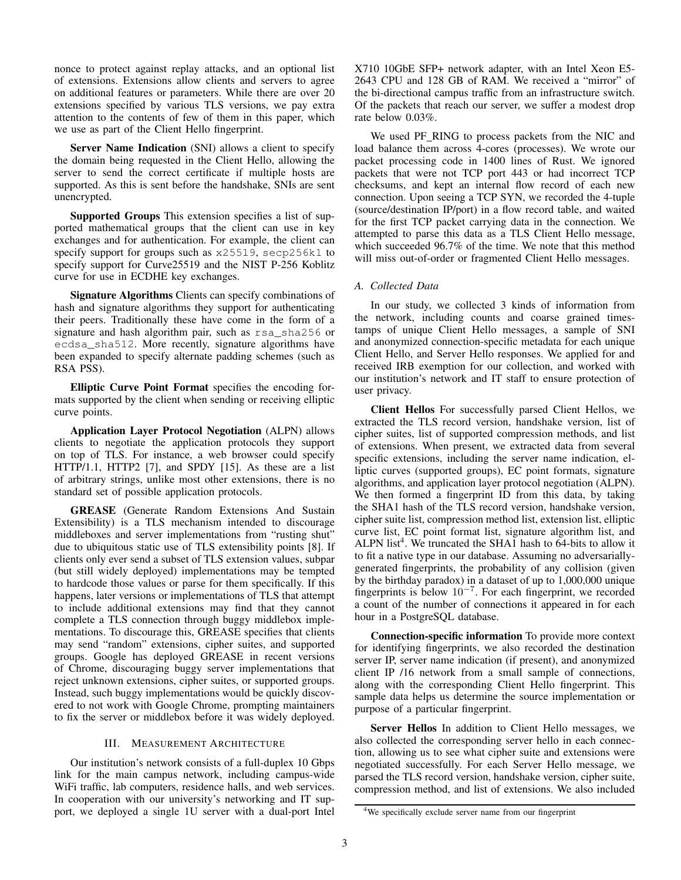nonce to protect against replay attacks, and an optional list of extensions. Extensions allow clients and servers to agree on additional features or parameters. While there are over 20 extensions specified by various TLS versions, we pay extra attention to the contents of few of them in this paper, which we use as part of the Client Hello fingerprint.

**Server Name Indication** (SNI) allows a client to specify the domain being requested in the Client Hello, allowing the server to send the correct certificate if multiple hosts are supported. As this is sent before the handshake, SNIs are sent unencrypted.

**Supported Groups** This extension specifies a list of supported mathematical groups that the client can use in key exchanges and for authentication. For example, the client can specify support for groups such as `x25519`, `secp256k1` to specify support for Curve25519 and the NIST P-256 Koblitz curve for use in ECDHE key exchanges.

**Signature Algorithms** Clients can specify combinations of hash and signature algorithms they support for authenticating their peers. Traditionally these have come in the form of a signature and hash algorithm pair, such as `rsa_sha256` or `ecdsa_sha512`. More recently, signature algorithms have been expanded to specify alternate padding schemes (such as RSA PSS).

**Elliptic Curve Point Format** specifies the encoding formats supported by the client when sending or receiving elliptic curve points.

**Application Layer Protocol Negotiation** (ALPN) allows clients to negotiate the application protocols they support on top of TLS. For instance, a web browser could specify HTTP/1.1, HTTP2 [7], and SPDY [15]. As these are a list of arbitrary strings, unlike most other extensions, there is no standard set of possible application protocols.

**GREASE** (Generate Random Extensions And Sustain Extensibility) is a TLS mechanism intended to discourage middleboxes and server implementations from "rusting shut" due to ubiquitous static use of TLS extensibility points [8]. If clients only ever send a subset of TLS extension values, subpar (but still widely deployed) implementations may be tempted to hardcode those values or parse for them specifically. If this happens, later versions or implementations of TLS that attempt to include additional extensions may find that they cannot complete a TLS connection through buggy middlebox implementations. To discourage this, GREASE specifies that clients may send "random" extensions, cipher suites, and supported groups. Google has deployed GREASE in recent versions of Chrome, discouraging buggy server implementations that reject unknown extensions, cipher suites, or supported groups. Instead, such buggy implementations would be quickly discovered to not work with Google Chrome, prompting maintainers to fix the server or middlebox before it was widely deployed.

## III. Measurement Architecture

Our institution's network consists of a full-duplex 10 Gbps link for the main campus network, including campus-wide WiFi traffic, lab computers, residence halls, and web services. In cooperation with our university's networking and IT support, we deployed a single 1U server with a dual-port Intel X710 10GbE SFP+ network adapter, with an Intel Xeon E5-2643 CPU and 128 GB of RAM. We received a "mirror" of the bi-directional campus traffic from an infrastructure switch. Of the packets that reach our server, we suffer a modest drop rate below 0.03%.

We used PF_RING to process packets from the NIC and load balance them across 4-cores (processes). We wrote our packet processing code in 1400 lines of Rust. We ignored packets that were not TCP port 443 or had incorrect TCP checksums, and kept an internal flow record of each new connection. Upon seeing a TCP SYN, we recorded the 4-tuple (source/destination IP/port) in a flow record table, and waited for the first TCP packet carrying data in the connection. We attempted to parse this data as a TLS Client Hello message, which succeeded 96.7% of the time. We note that this method will miss out-of-order or fragmented Client Hello messages.

### A. Collected Data

In our study, we collected 3 kinds of information from the network, including counts and coarse grained timestamps of unique Client Hello messages, a sample of SNI and anonymized connection-specific metadata for each unique Client Hello, and Server Hello responses. We applied for and received IRB exemption for our collection, and worked with our institution's network and IT staff to ensure protection of user privacy.

**Client Hellos** For successfully parsed Client Hellos, we extracted the TLS record version, handshake version, list of cipher suites, list of supported compression methods, and list of extensions. When present, we extracted data from several specific extensions, including the server name indication, elliptic curves (supported groups), EC point formats, signature algorithms, and application layer protocol negotiation (ALPN). We then formed a fingerprint ID from this data, by taking the SHA1 hash of the TLS record version, handshake version, cipher suite list, compression method list, extension list, elliptic curve list, EC point format list, signature algorithm list, and ALPN list[4]. We truncated the SHA1 hash to 64-bits to allow it to fit a native type in our database. Assuming no adversarially-generated fingerprints, the probability of any collision (given by the birthday paradox) in a dataset of up to 1,000,000 unique fingerprints is below $10^{-7}$. For each fingerprint, we recorded a count of the number of connections it appeared in for each hour in a PostgreSQL database.

**Connection-specific information** To provide more context for identifying fingerprints, we also recorded the destination server IP, server name indication (if present), and anonymized client IP /16 network from a small sample of connections, along with the corresponding Client Hello fingerprint. This sample data helps us determine the source implementation or purpose of a particular fingerprint.

**Server Hellos** In addition to Client Hello messages, we also collected the corresponding server hello in each connection, allowing us to see what cipher suite and extensions were negotiated successfully. For each Server Hello message, we parsed the TLS record version, handshake version, cipher suite, compression method, and list of extensions. We also included

[4] We specifically exclude server name from our fingerprint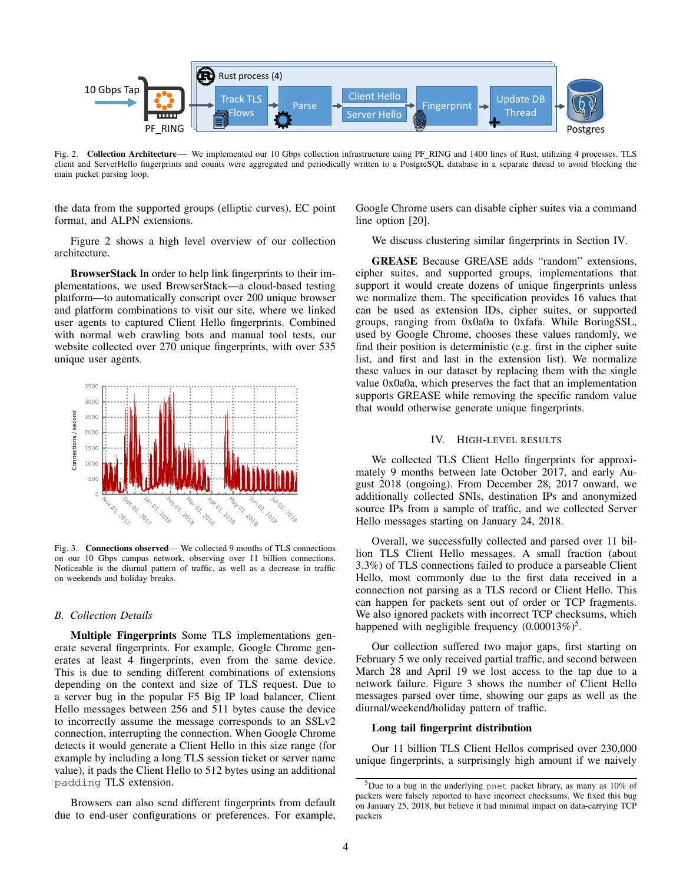Fig. 2. **Collection Architecture** — We implemented our 10 Gbps collection infrastructure using PF_RING and 1400 lines of Rust, utilizing 4 processes. TLS client and ServerHello fingerprints and counts were aggregated and periodically written to a PostgreSQL database in a separate thread to avoid blocking the main packet parsing loop.

the data from the supported groups (elliptic curves), EC point format, and ALPN extensions.

Figure 2 shows a high level overview of our collection architecture.

**BrowserStack** In order to help link fingerprints to their implementations, we used BrowserStack—a cloud-based testing platform—to automatically conscript over 200 unique browser and platform combinations to visit our site, where we linked user agents to captured Client Hello fingerprints. Combined with normal web crawling bots and manual tool tests, our website collected over 270 unique fingerprints, with over 535 unique user agents.

Fig. 3. **Connections observed** — We collected 9 months of TLS connections on our 10 Gbps campus network, observing over 11 billion connections. Noticeable is the diurnal pattern of traffic, as well as a decrease in traffic on weekends and holiday breaks.

### B. Collection Details

**Multiple Fingerprints** Some TLS implementations generate several fingerprints. For example, Google Chrome generates at least 4 fingerprints, even from the same device. This is due to sending different combinations of extensions depending on the context and size of TLS request. Due to a server bug in the popular F5 Big IP load balancer, Client Hello messages between 256 and 511 bytes cause the device to incorrectly assume the message corresponds to an SSLv2 connection, interrupting the connection. When Google Chrome detects it would generate a Client Hello in this size range (for example by including a long TLS session ticket or server name value), it pads the Client Hello to 512 bytes using an additional `padding` TLS extension.

Browsers can also send different fingerprints from default due to end-user configurations or preferences. For example, Google Chrome users can disable cipher suites via a command line option [20].

We discuss clustering similar fingerprints in Section IV.

**GREASE** Because GREASE adds "random" extensions, cipher suites, and supported groups, implementations that support it would create dozens of unique fingerprints unless we normalize them. The specification provides 16 values that can be used as extension IDs, cipher suites, or supported groups, ranging from 0x0a0a to 0xfafa. While BoringSSL, used by Google Chrome, chooses these values randomly, we find their position is deterministic (e.g. first in the cipher suite list, and first and last in the extension list). We normalize these values in our dataset by replacing them with the single value 0x0a0a, which preserves the fact that an implementation supports GREASE while removing the specific random value that would otherwise generate unique fingerprints.

## IV. High-level Results

We collected TLS Client Hello fingerprints for approximately 9 months between late October 2017, and early August 2018 (ongoing). From December 28, 2017 onward, we additionally collected SNIs, destination IPs and anonymized source IPs from a sample of traffic, and we collected Server Hello messages starting on January 24, 2018.

Overall, we successfully collected and parsed over 11 billion TLS Client Hello messages. A small fraction (about 3.3%) of TLS connections failed to produce a parseable Client Hello, most commonly due to the first data received in a connection not parsing as a TLS record or Client Hello. This can happen for packets sent out of order or TCP fragments. We also ignored packets with incorrect TCP checksums, which happened with negligible frequency (0.00013%)[5].

Our collection suffered two major gaps, first starting on February 5 we only received partial traffic, and second between March 28 and April 19 we lost access to the tap due to a network failure. Figure 3 shows the number of Client Hello messages parsed over time, showing our gaps as well as the diurnal/weekend/holiday pattern of traffic.

**Long tail fingerprint distribution**

Our 11 billion TLS Client Hellos comprised over 230,000 unique fingerprints, a surprisingly high amount if we naively

[5]Due to a bug in the underlying `pnet` packet library, as many as 10% of packets were falsely reported to have incorrect checksums. We fixed this bug on January 25, 2018, but believe it had minimal impact on data-carrying TCP packets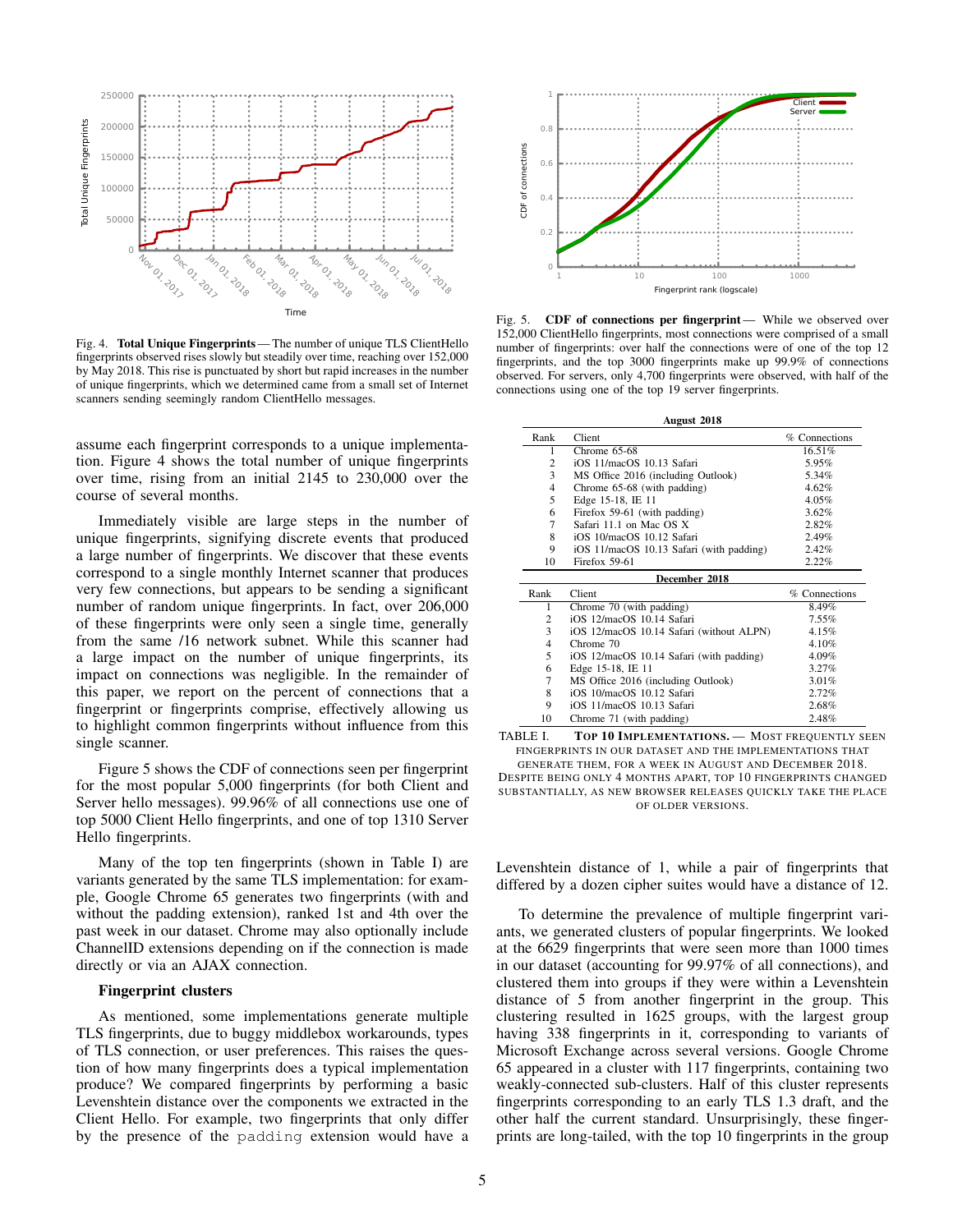Fig. 4. **Total Unique Fingerprints** — The number of unique TLS ClientHello fingerprints observed rises slowly but steadily over time, reaching over 152,000 by May 2018. This rise is punctuated by short but rapid increases in the number of unique fingerprints, which we determined came from a small set of Internet scanners sending seemingly random ClientHello messages.

Fig. 5. **CDF of connections per fingerprint** — While we observed over 152,000 ClientHello fingerprints, most connections were comprised of a small number of fingerprints: over half the connections were of one of the top 12 fingerprints, and the top 3000 fingerprints make up 99.9% of connections observed. For servers, only 4,700 fingerprints were observed, with half of the connections using one of the top 19 server fingerprints.

assume each fingerprint corresponds to a unique implementation. Figure 4 shows the total number of unique fingerprints over time, rising from an initial 2145 to 230,000 over the course of several months.

Immediately visible are large steps in the number of unique fingerprints, signifying discrete events that produced a large number of fingerprints. We discover that these events correspond to a single monthly Internet scanner that produces very few connections, but appears to be sending a significant number of random unique fingerprints. In fact, over 206,000 of these fingerprints were only seen a single time, generally from the same /16 network subnet. While this scanner had a large impact on the number of unique fingerprints, its impact on connections was negligible. In the remainder of this paper, we report on the percent of connections that a fingerprint or fingerprints comprise, effectively allowing us to highlight common fingerprints without influence from this single scanner.

Figure 5 shows the CDF of connections seen per fingerprint for the most popular 5,000 fingerprints (for both Client and Server hello messages). 99.96% of all connections use one of top 5000 Client Hello fingerprints, and one of top 1310 Server Hello fingerprints.

Many of the top ten fingerprints (shown in Table I) are variants generated by the same TLS implementation: for example, Google Chrome 65 generates two fingerprints (with and without the padding extension), ranked 1st and 4th over the past week in our dataset. Chrome may also optionally include ChannelID extensions depending on if the connection is made directly or via an AJAX connection.

**Fingerprint clusters**

As mentioned, some implementations generate multiple TLS fingerprints, due to buggy middlebox workarounds, types of TLS connection, or user preferences. This raises the question of how many fingerprints does a typical implementation produce? We compared fingerprints by performing a basic Levenshtein distance over the components we extracted in the Client Hello. For example, two fingerprints that only differ by the presence of the `padding` extension would have a Levenshtein distance of 1, while a pair of fingerprints that differed by a dozen cipher suites would have a distance of 12.

To determine the prevalence of multiple fingerprint variants, we generated clusters of popular fingerprints. We looked at the 6629 fingerprints that were seen more than 1000 times in our dataset (accounting for 99.97% of all connections), and clustered them into groups if they were within a Levenshtein distance of 5 from another fingerprint in the group. This clustering resulted in 1625 groups, with the largest group having 338 fingerprints in it, corresponding to variants of Microsoft Exchange across several versions. Google Chrome 65 appeared in a cluster with 117 fingerprints, containing two weakly-connected sub-clusters. Half of this cluster represents fingerprints corresponding to an early TLS 1.3 draft, and the other half the current standard. Unsurprisingly, these fingerprints are long-tailed, with the top 10 fingerprints in the group

| Rank | Client | % Connections |
|---|---|---|
| **August 2018** | | |
| 1 | Chrome 65-68 | 16.51% |
| 2 | iOS 11/macOS 10.13 Safari | 5.95% |
| 3 | MS Office 2016 (including Outlook) | 5.34% |
| 4 | Chrome 65-68 (with padding) | 4.62% |
| 5 | Edge 15-18, IE 11 | 4.05% |
| 6 | Firefox 59-61 (with padding) | 3.62% |
| 7 | Safari 11.1 on Mac OS X | 2.82% |
| 8 | iOS 10/macOS 10.12 Safari | 2.49% |
| 9 | iOS 11/macOS 10.13 Safari (with padding) | 2.42% |
| 10 | Firefox 59-61 | 2.22% |
| **December 2018** | | |
| 1 | Chrome 70 (with padding) | 8.49% |
| 2 | iOS 12/macOS 10.14 Safari | 7.55% |
| 3 | iOS 12/macOS 10.14 Safari (without ALPN) | 4.15% |
| 4 | Chrome 70 | 4.10% |
| 5 | iOS 12/macOS 10.14 Safari (with padding) | 4.09% |
| 6 | Edge 15-18, IE 11 | 3.27% |
| 7 | MS Office 2016 (including Outlook) | 3.01% |
| 8 | iOS 10/macOS 10.12 Safari | 2.72% |
| 9 | iOS 11/macOS 10.13 Safari | 2.68% |
| 10 | Chrome 71 (with padding) | 2.48% |

TABLE I. **TOP 10 IMPLEMENTATIONS.** — MOST FREQUENTLY SEEN FINGERPRINTS IN OUR DATASET AND THE IMPLEMENTATIONS THAT GENERATE THEM, FOR A WEEK IN AUGUST AND DECEMBER 2018. DESPITE BEING ONLY 4 MONTHS APART, TOP 10 FINGERPRINTS CHANGED SUBSTANTIALLY, AS NEW BROWSER RELEASES QUICKLY TAKE THE PLACE OF OLDER VERSIONS.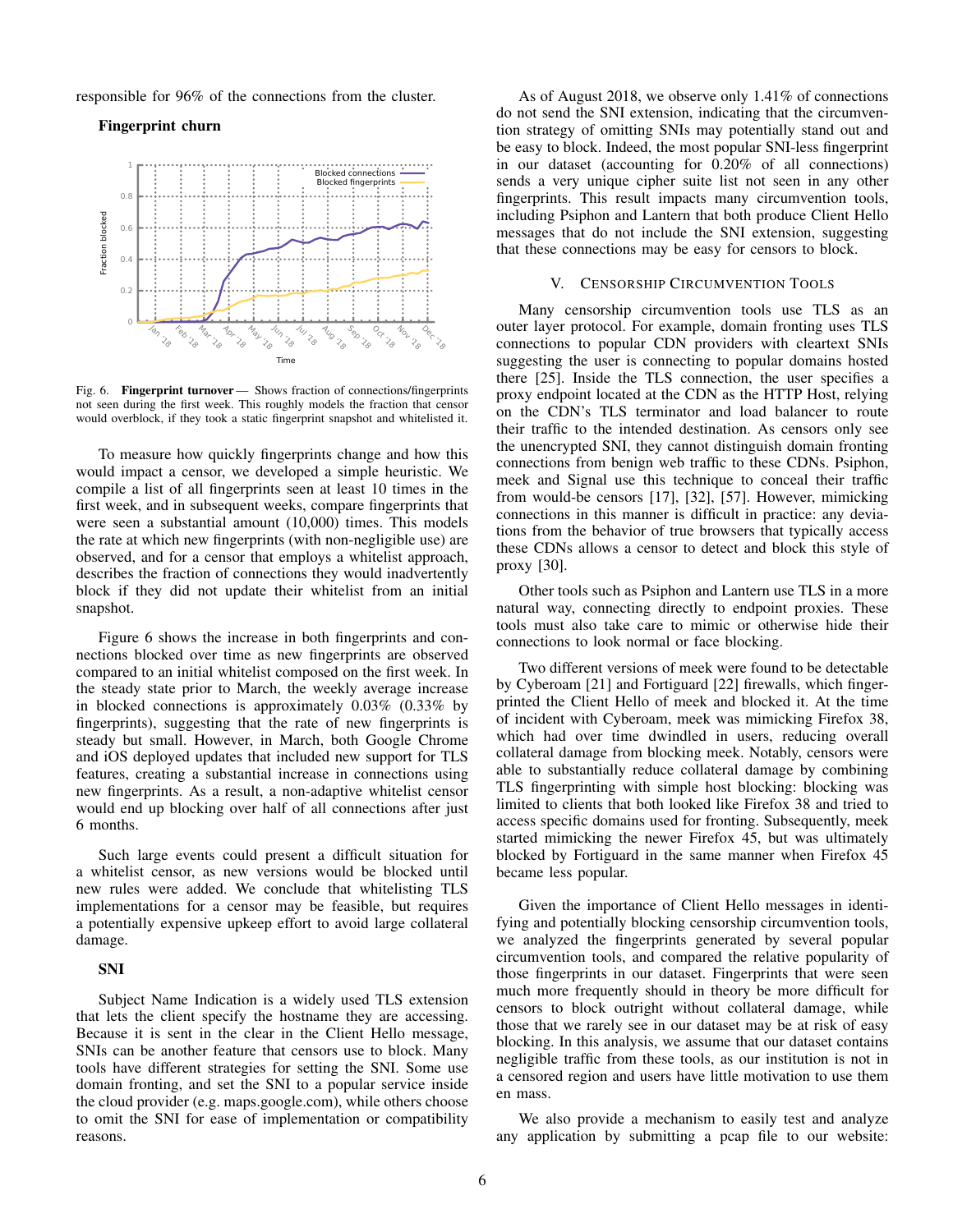responsible for 96% of the connections from the cluster.

### Fingerprint churn

Fig. 6. **Fingerprint turnover** — Shows fraction of connections/fingerprints not seen during the first week. This roughly models the fraction that censor would overblock, if they took a static fingerprint snapshot and whitelisted it.

To measure how quickly fingerprints change and how this would impact a censor, we developed a simple heuristic. We compile a list of all fingerprints seen at least 10 times in the first week, and in subsequent weeks, compare fingerprints that were seen a substantial amount (10,000) times. This models the rate at which new fingerprints (with non-negligible use) are observed, and for a censor that employs a whitelist approach, describes the fraction of connections they would inadvertently block if they did not update their whitelist from an initial snapshot.

Figure 6 shows the increase in both fingerprints and connections blocked over time as new fingerprints are observed compared to an initial whitelist composed on the first week. In the steady state prior to March, the weekly average increase in blocked connections is approximately 0.03% (0.33% by fingerprints), suggesting that the rate of new fingerprints is steady but small. However, in March, both Google Chrome and iOS deployed updates that included new support for TLS features, creating a substantial increase in connections using new fingerprints. As a result, a non-adaptive whitelist censor would end up blocking over half of all connections after just 6 months.

Such large events could present a difficult situation for a whitelist censor, as new versions would be blocked until new rules were added. We conclude that whitelisting TLS implementations for a censor may be feasible, but requires a potentially expensive upkeep effort to avoid large collateral damage.

### SNI

Subject Name Indication is a widely used TLS extension that lets the client specify the hostname they are accessing. Because it is sent in the clear in the Client Hello message, SNIs can be another feature that censors use to block. Many tools have different strategies for setting the SNI. Some use domain fronting, and set the SNI to a popular service inside the cloud provider (e.g. maps.google.com), while others choose to omit the SNI for ease of implementation or compatibility reasons.

As of August 2018, we observe only 1.41% of connections do not send the SNI extension, indicating that the circumvention strategy of omitting SNIs may potentially stand out and be easy to block. Indeed, the most popular SNI-less fingerprint in our dataset (accounting for 0.20% of all connections) sends a very unique cipher suite list not seen in any other fingerprints. This result impacts many circumvention tools, including Psiphon and Lantern that both produce Client Hello messages that do not include the SNI extension, suggesting that these connections may be easy for censors to block.

## V. Censorship Circumvention Tools

Many censorship circumvention tools use TLS as an outer layer protocol. For example, domain fronting uses TLS connections to popular CDN providers with cleartext SNIs suggesting the user is connecting to popular domains hosted there [25]. Inside the TLS connection, the user specifies a proxy endpoint located at the CDN as the HTTP Host, relying on the CDN's TLS terminator and load balancer to route their traffic to the intended destination. As censors only see the unencrypted SNI, they cannot distinguish domain fronting connections from benign web traffic to these CDNs. Psiphon, meek and Signal use this technique to conceal their traffic from would-be censors [17], [32], [57]. However, mimicking connections in this manner is difficult in practice: any deviations from the behavior of true browsers that typically access these CDNs allows a censor to detect and block this style of proxy [30].

Other tools such as Psiphon and Lantern use TLS in a more natural way, connecting directly to endpoint proxies. These tools must also take care to mimic or otherwise hide their connections to look normal or face blocking.

Two different versions of meek were found to be detectable by Cyberoam [21] and Fortiguard [22] firewalls, which fingerprinted the Client Hello of meek and blocked it. At the time of incident with Cyberoam, meek was mimicking Firefox 38, which had over time dwindled in users, reducing overall collateral damage from blocking meek. Notably, censors were able to substantially reduce collateral damage by combining TLS fingerprinting with simple host blocking: blocking was limited to clients that both looked like Firefox 38 and tried to access specific domains used for fronting. Subsequently, meek started mimicking the newer Firefox 45, but was ultimately blocked by Fortiguard in the same manner when Firefox 45 became less popular.

Given the importance of Client Hello messages in identifying and potentially blocking censorship circumvention tools, we analyzed the fingerprints generated by several popular circumvention tools, and compared the relative popularity of those fingerprints in our dataset. Fingerprints that were seen much more frequently should in theory be more difficult for censors to block outright without collateral damage, while those that we rarely see in our dataset may be at risk of easy blocking. In this analysis, we assume that our dataset contains negligible traffic from these tools, as our institution is not in a censored region and users have little motivation to use them en mass.

We also provide a mechanism to easily test and analyze any application by submitting a pcap file to our website: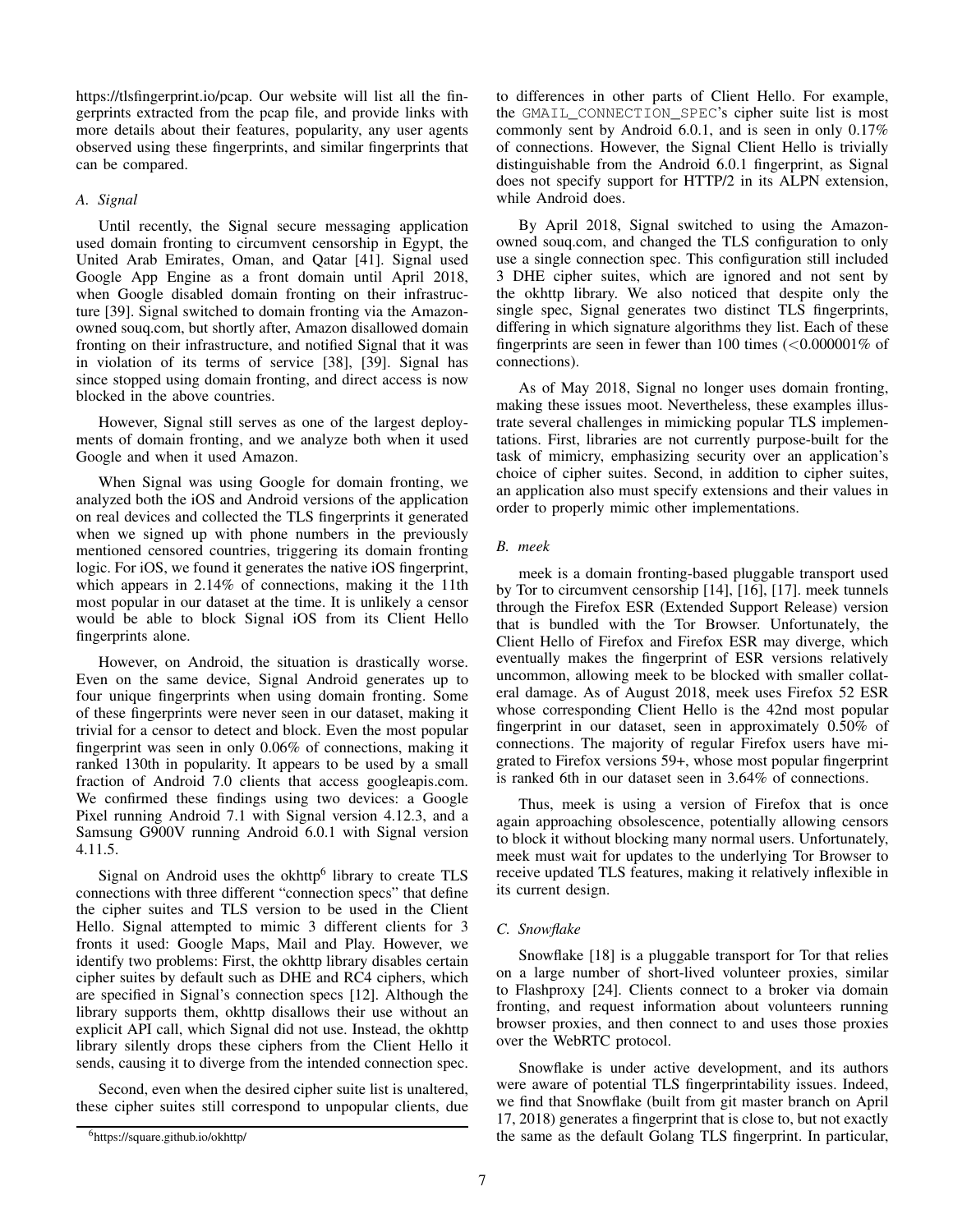https://tlsfingerprint.io/pcap. Our website will list all the fingerprints extracted from the pcap file, and provide links with more details about their features, popularity, any user agents observed using these fingerprints, and similar fingerprints that can be compared.

### A. Signal

Until recently, the Signal secure messaging application used domain fronting to circumvent censorship in Egypt, the United Arab Emirates, Oman, and Qatar [41]. Signal used Google App Engine as a front domain until April 2018, when Google disabled domain fronting on their infrastructure [39]. Signal switched to domain fronting via the Amazon-owned souq.com, but shortly after, Amazon disallowed domain fronting on their infrastructure, and notified Signal that it was in violation of its terms of service [38], [39]. Signal has since stopped using domain fronting, and direct access is now blocked in the above countries.

However, Signal still serves as one of the largest deployments of domain fronting, and we analyze both when it used Google and when it used Amazon.

When Signal was using Google for domain fronting, we analyzed both the iOS and Android versions of the application on real devices and collected the TLS fingerprints it generated when we signed up with phone numbers in the previously mentioned censored countries, triggering its domain fronting logic. For iOS, we found it generates the native iOS fingerprint, which appears in 2.14% of connections, making it the 11th most popular in our dataset at the time. It is unlikely a censor would be able to block Signal iOS from its Client Hello fingerprints alone.

However, on Android, the situation is drastically worse. Even on the same device, Signal Android generates up to four unique fingerprints when using domain fronting. Some of these fingerprints were never seen in our dataset, making it trivial for a censor to detect and block. Even the most popular fingerprint was seen in only 0.06% of connections, making it ranked 130th in popularity. It appears to be used by a small fraction of Android 7.0 clients that access googleapis.com. We confirmed these findings using two devices: a Google Pixel running Android 7.1 with Signal version 4.12.3, and a Samsung G900V running Android 6.0.1 with Signal version 4.11.5.

Signal on Android uses the okhttp[6] library to create TLS connections with three different "connection specs" that define the cipher suites and TLS version to be used in the Client Hello. Signal attempted to mimic 3 different clients for 3 fronts it used: Google Maps, Mail and Play. However, we identify two problems: First, the okhttp library disables certain cipher suites by default such as DHE and RC4 ciphers, which are specified in Signal's connection specs [12]. Although the library supports them, okhttp disallows their use without an explicit API call, which Signal did not use. Instead, the okhttp library silently drops these ciphers from the Client Hello it sends, causing it to diverge from the intended connection spec.

Second, even when the desired cipher suite list is unaltered, these cipher suites still correspond to unpopular clients, due to differences in other parts of Client Hello. For example, the `GMAIL_CONNECTION_SPEC`'s cipher suite list is most commonly sent by Android 6.0.1, and is seen in only 0.17% of connections. However, the Signal Client Hello is trivially distinguishable from the Android 6.0.1 fingerprint, as Signal does not specify support for HTTP/2 in its ALPN extension, while Android does.

By April 2018, Signal switched to using the Amazon-owned souq.com, and changed the TLS configuration to only use a single connection spec. This configuration still included 3 DHE cipher suites, which are ignored and not sent by the okhttp library. We also noticed that despite only the single spec, Signal generates two distinct TLS fingerprints, differing in which signature algorithms they list. Each of these fingerprints are seen in fewer than 100 times (<0.000001% of connections).

As of May 2018, Signal no longer uses domain fronting, making these issues moot. Nevertheless, these examples illustrate several challenges in mimicking popular TLS implementations. First, libraries are not currently purpose-built for the task of mimicry, emphasizing security over an application's choice of cipher suites. Second, in addition to cipher suites, an application also must specify extensions and their values in order to properly mimic other implementations.

### B. meek

meek is a domain fronting-based pluggable transport used by Tor to circumvent censorship [14], [16], [17]. meek tunnels through the Firefox ESR (Extended Support Release) version that is bundled with the Tor Browser. Unfortunately, the Client Hello of Firefox and Firefox ESR may diverge, which eventually makes the fingerprint of ESR versions relatively uncommon, allowing meek to be blocked with smaller collateral damage. As of August 2018, meek uses Firefox 52 ESR whose corresponding Client Hello is the 42nd most popular fingerprint in our dataset, seen in approximately 0.50% of connections. The majority of regular Firefox users have migrated to Firefox versions 59+, whose most popular fingerprint is ranked 6th in our dataset seen in 3.64% of connections.

Thus, meek is using a version of Firefox that is once again approaching obsolescence, potentially allowing censors to block it without blocking many normal users. Unfortunately, meek must wait for updates to the underlying Tor Browser to receive updated TLS features, making it relatively inflexible in its current design.

### C. Snowflake

Snowflake [18] is a pluggable transport for Tor that relies on a large number of short-lived volunteer proxies, similar to Flashproxy [24]. Clients connect to a broker via domain fronting, and request information about volunteers running browser proxies, and then connect to and uses those proxies over the WebRTC protocol.

Snowflake is under active development, and its authors were aware of potential TLS fingerprintability issues. Indeed, we find that Snowflake (built from git master branch on April 17, 2018) generates a fingerprint that is close to, but not exactly the same as the default Golang TLS fingerprint. In particular,

[6] https://square.github.io/okhttp/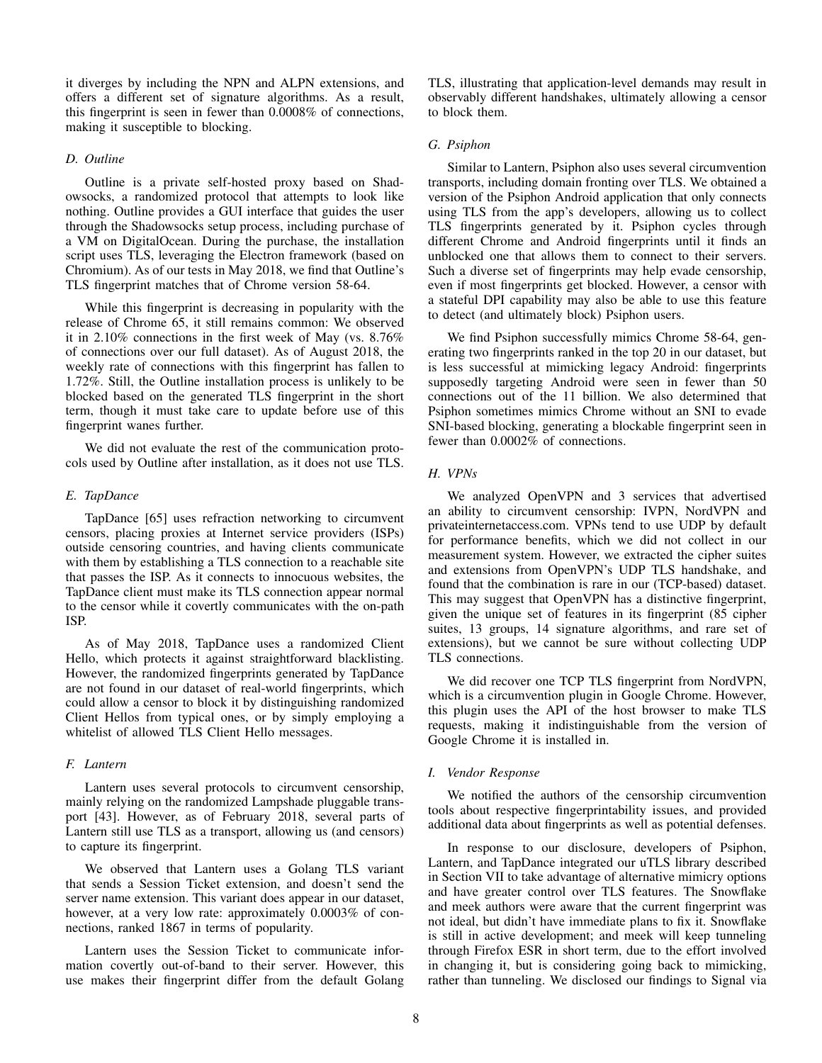it diverges by including the NPN and ALPN extensions, and offers a different set of signature algorithms. As a result, this fingerprint is seen in fewer than 0.0008% of connections, making it susceptible to blocking.

### *D. Outline*

Outline is a private self-hosted proxy based on Shadowsocks, a randomized protocol that attempts to look like nothing. Outline provides a GUI interface that guides the user through the Shadowsocks setup process, including purchase of a VM on DigitalOcean. During the purchase, the installation script uses TLS, leveraging the Electron framework (based on Chromium). As of our tests in May 2018, we find that Outline's TLS fingerprint matches that of Chrome version 58-64.

While this fingerprint is decreasing in popularity with the release of Chrome 65, it still remains common: We observed it in 2.10% connections in the first week of May (vs. 8.76% of connections over our full dataset). As of August 2018, the weekly rate of connections with this fingerprint has fallen to 1.72%. Still, the Outline installation process is unlikely to be blocked based on the generated TLS fingerprint in the short term, though it must take care to update before use of this fingerprint wanes further.

We did not evaluate the rest of the communication protocols used by Outline after installation, as it does not use TLS.

### *E. TapDance*

TapDance [65] uses refraction networking to circumvent censors, placing proxies at Internet service providers (ISPs) outside censoring countries, and having clients communicate with them by establishing a TLS connection to a reachable site that passes the ISP. As it connects to innocuous websites, the TapDance client must make its TLS connection appear normal to the censor while it covertly communicates with the on-path ISP.

As of May 2018, TapDance uses a randomized Client Hello, which protects it against straightforward blacklisting. However, the randomized fingerprints generated by TapDance are not found in our dataset of real-world fingerprints, which could allow a censor to block it by distinguishing randomized Client Hellos from typical ones, or by simply employing a whitelist of allowed TLS Client Hello messages.

### *F. Lantern*

Lantern uses several protocols to circumvent censorship, mainly relying on the randomized Lampshade pluggable transport [43]. However, as of February 2018, several parts of Lantern still use TLS as a transport, allowing us (and censors) to capture its fingerprint.

We observed that Lantern uses a Golang TLS variant that sends a Session Ticket extension, and doesn't send the server name extension. This variant does appear in our dataset, however, at a very low rate: approximately 0.0003% of connections, ranked 1867 in terms of popularity.

Lantern uses the Session Ticket to communicate information covertly out-of-band to their server. However, this use makes their fingerprint differ from the default Golang TLS, illustrating that application-level demands may result in observably different handshakes, ultimately allowing a censor to block them.

### *G. Psiphon*

Similar to Lantern, Psiphon also uses several circumvention transports, including domain fronting over TLS. We obtained a version of the Psiphon Android application that only connects using TLS from the app's developers, allowing us to collect TLS fingerprints generated by it. Psiphon cycles through different Chrome and Android fingerprints until it finds an unblocked one that allows them to connect to their servers. Such a diverse set of fingerprints may help evade censorship, even if most fingerprints get blocked. However, a censor with a stateful DPI capability may also be able to use this feature to detect (and ultimately block) Psiphon users.

We find Psiphon successfully mimics Chrome 58-64, generating two fingerprints ranked in the top 20 in our dataset, but is less successful at mimicking legacy Android: fingerprints supposedly targeting Android were seen in fewer than 50 connections out of the 11 billion. We also determined that Psiphon sometimes mimics Chrome without an SNI to evade SNI-based blocking, generating a blockable fingerprint seen in fewer than 0.0002% of connections.

### *H. VPNs*

We analyzed OpenVPN and 3 services that advertised an ability to circumvent censorship: IVPN, NordVPN and privateinternetaccess.com. VPNs tend to use UDP by default for performance benefits, which we did not collect in our measurement system. However, we extracted the cipher suites and extensions from OpenVPN's UDP TLS handshake, and found that the combination is rare in our (TCP-based) dataset. This may suggest that OpenVPN has a distinctive fingerprint, given the unique set of features in its fingerprint (85 cipher suites, 13 groups, 14 signature algorithms, and rare set of extensions), but we cannot be sure without collecting UDP TLS connections.

We did recover one TCP TLS fingerprint from NordVPN, which is a circumvention plugin in Google Chrome. However, this plugin uses the API of the host browser to make TLS requests, making it indistinguishable from the version of Google Chrome it is installed in.

### *I. Vendor Response*

We notified the authors of the censorship circumvention tools about respective fingerprintability issues, and provided additional data about fingerprints as well as potential defenses.

In response to our disclosure, developers of Psiphon, Lantern, and TapDance integrated our uTLS library described in Section VII to take advantage of alternative mimicry options and have greater control over TLS features. The Snowflake and meek authors were aware that the current fingerprint was not ideal, but didn't have immediate plans to fix it. Snowflake is still in active development; and meek will keep tunneling through Firefox ESR in short term, due to the effort involved in changing it, but is considering going back to mimicking, rather than tunneling. We disclosed our findings to Signal via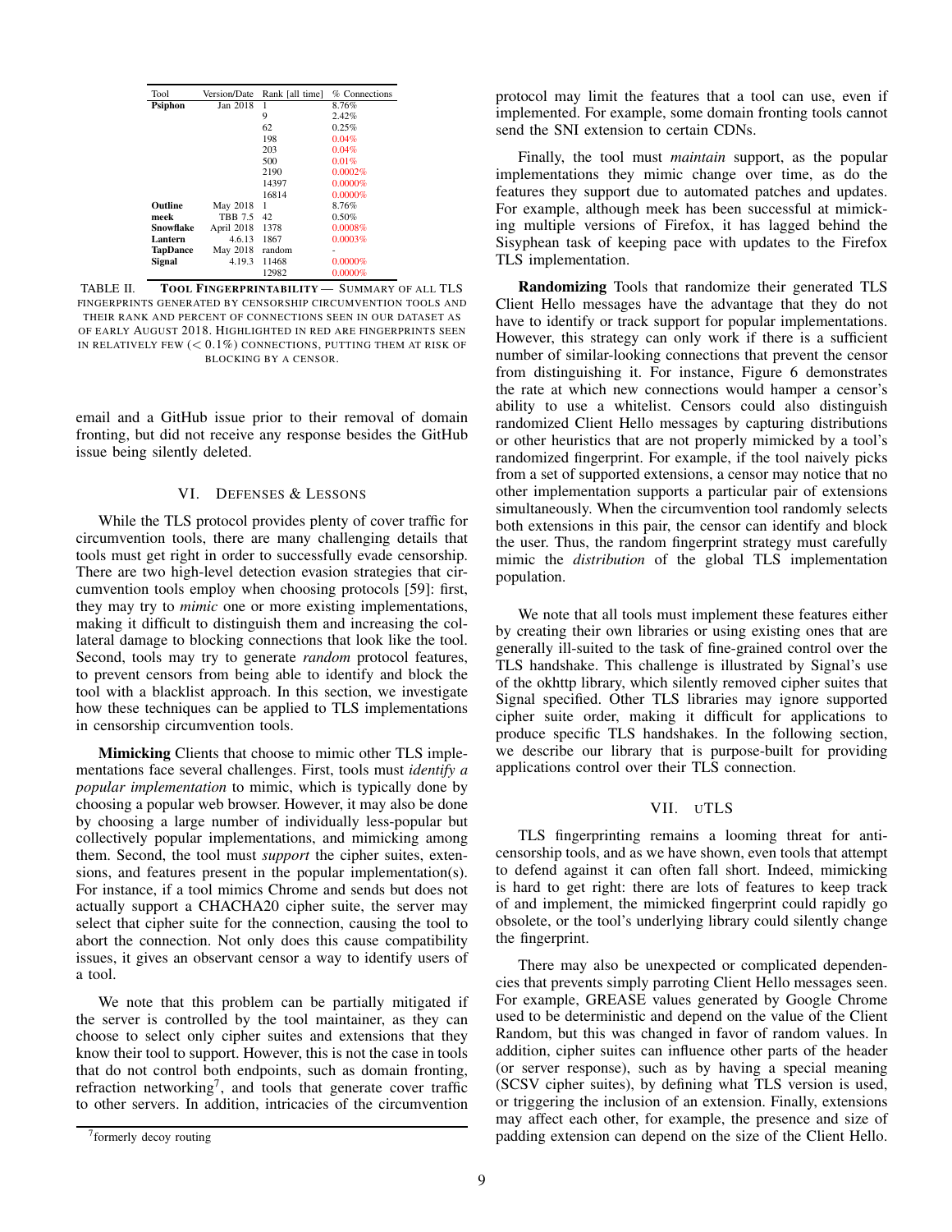| Tool | Version/Date | Rank [all time] | % Connections |
|---|---|---|---|
| **Psiphon** | Jan 2018 | 1 | 8.76% |
| | | 9 | 2.42% |
| | | 62 | 0.25% |
| | | 198 | 0.04% |
| | | 203 | 0.04% |
| | | 500 | 0.01% |
| | | 2190 | 0.0002% |
| | | 14397 | 0.0000% |
| | | 16814 | 0.0000% |
| **Outline** | May 2018 | 1 | 8.76% |
| **meek** | TBB 7.5 | 42 | 0.50% |
| **Snowflake** | April 2018 | 1378 | 0.0008% |
| **Lantern** | 4.6.13 | 1867 | 0.0003% |
| **TapDance** | May 2018 | random | - |
| **Signal** | 4.19.3 | 11468 | 0.0000% |
| | | 12982 | 0.0000% |

TABLE II. **TOOL FINGERPRINTABILITY** — SUMMARY OF ALL TLS FINGERPRINTS GENERATED BY CENSORSHIP CIRCUMVENTION TOOLS AND THEIR RANK AND PERCENT OF CONNECTIONS SEEN IN OUR DATASET AS OF EARLY AUGUST 2018. HIGHLIGHTED IN RED ARE FINGERPRINTS SEEN IN RELATIVELY FEW ($< 0.1\%$) CONNECTIONS, PUTTING THEM AT RISK OF BLOCKING BY A CENSOR.

email and a GitHub issue prior to their removal of domain fronting, but did not receive any response besides the GitHub issue being silently deleted.

## VI. DEFENSES & LESSONS

While the TLS protocol provides plenty of cover traffic for circumvention tools, there are many challenging details that tools must get right in order to successfully evade censorship. There are two high-level detection evasion strategies that circumvention tools employ when choosing protocols [59]: first, they may try to *mimic* one or more existing implementations, making it difficult to distinguish them and increasing the collateral damage to blocking connections that look like the tool. Second, tools may try to generate *random* protocol features, to prevent censors from being able to identify and block the tool with a blacklist approach. In this section, we investigate how these techniques can be applied to TLS implementations in censorship circumvention tools.

**Mimicking** Clients that choose to mimic other TLS implementations face several challenges. First, tools must *identify a popular implementation* to mimic, which is typically done by choosing a popular web browser. However, it may also be done by choosing a large number of individually less-popular but collectively popular implementations, and mimicking among them. Second, the tool must *support* the cipher suites, extensions, and features present in the popular implementation(s). For instance, if a tool mimics Chrome and sends but does not actually support a CHACHA20 cipher suite, the server may select that cipher suite for the connection, causing the tool to abort the connection. Not only does this cause compatibility issues, it gives an observant censor a way to identify users of a tool.

We note that this problem can be partially mitigated if the server is controlled by the tool maintainer, as they can choose to select only cipher suites and extensions that they know their tool to support. However, this is not the case in tools that do not control both endpoints, such as domain fronting, refraction networking[7], and tools that generate cover traffic to other servers. In addition, intricacies of the circumvention protocol may limit the features that a tool can use, even if implemented. For example, some domain fronting tools cannot send the SNI extension to certain CDNs.

[7] formerly decoy routing

Finally, the tool must *maintain* support, as the popular implementations they mimic change over time, as do the features they support due to automated patches and updates. For example, although meek has been successful at mimicking multiple versions of Firefox, it has lagged behind the Sisyphean task of keeping pace with updates to the Firefox TLS implementation.

**Randomizing** Tools that randomize their generated TLS Client Hello messages have the advantage that they do not have to identify or track support for popular implementations. However, this strategy can only work if there is a sufficient number of similar-looking connections that prevent the censor from distinguishing it. For instance, Figure 6 demonstrates the rate at which new connections would hamper a censor's ability to use a whitelist. Censors could also distinguish randomized Client Hello messages by capturing distributions or other heuristics that are not properly mimicked by a tool's randomized fingerprint. For example, if the tool naively picks from a set of supported extensions, a censor may notice that no other implementation supports a particular pair of extensions simultaneously. When the circumvention tool randomly selects both extensions in this pair, the censor can identify and block the user. Thus, the random fingerprint strategy must carefully mimic the *distribution* of the global TLS implementation population.

We note that all tools must implement these features either by creating their own libraries or using existing ones that are generally ill-suited to the task of fine-grained control over the TLS handshake. This challenge is illustrated by Signal's use of the okhttp library, which silently removed cipher suites that Signal specified. Other TLS libraries may ignore supported cipher suite order, making it difficult for applications to produce specific TLS handshakes. In the following section, we describe our library that is purpose-built for providing applications control over their TLS connection.

## VII. uTLS

TLS fingerprinting remains a looming threat for anti-censorship tools, and as we have shown, even tools that attempt to defend against it can often fall short. Indeed, mimicking is hard to get right: there are lots of features to keep track of and implement, the mimicked fingerprint could rapidly go obsolete, or the tool's underlying library could silently change the fingerprint.

There may also be unexpected or complicated dependencies that prevents simply parroting Client Hello messages seen. For example, GREASE values generated by Google Chrome used to be deterministic and depend on the value of the Client Random, but this was changed in favor of random values. In addition, cipher suites can influence other parts of the header (or server response), such as by having a special meaning (SCSV cipher suites), by defining what TLS version is used, or triggering the inclusion of an extension. Finally, extensions may affect each other, for example, the presence and size of padding extension can depend on the size of the Client Hello.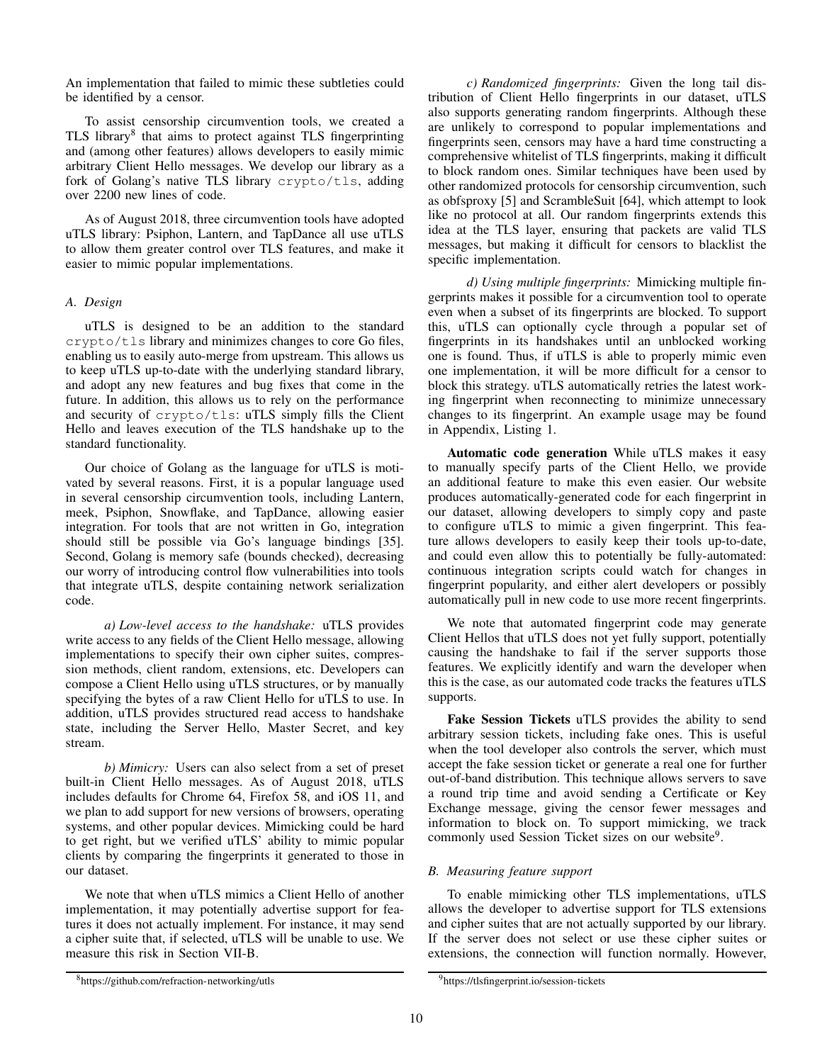An implementation that failed to mimic these subtleties could be identified by a censor.

To assist censorship circumvention tools, we created a TLS library[8] that aims to protect against TLS fingerprinting and (among other features) allows developers to easily mimic arbitrary Client Hello messages. We develop our library as a fork of Golang's native TLS library `crypto/tls`, adding over 2200 new lines of code.

As of August 2018, three circumvention tools have adopted uTLS library: Psiphon, Lantern, and TapDance all use uTLS to allow them greater control over TLS features, and make it easier to mimic popular implementations.

### A. Design

uTLS is designed to be an addition to the standard `crypto/tls` library and minimizes changes to core Go files, enabling us to easily auto-merge from upstream. This allows us to keep uTLS up-to-date with the underlying standard library, and adopt any new features and bug fixes that come in the future. In addition, this allows us to rely on the performance and security of `crypto/tls`: uTLS simply fills the Client Hello and leaves execution of the TLS handshake up to the standard functionality.

Our choice of Golang as the language for uTLS is motivated by several reasons. First, it is a popular language used in several censorship circumvention tools, including Lantern, meek, Psiphon, Snowflake, and TapDance, allowing easier integration. For tools that are not written in Go, integration should still be possible via Go's language bindings [35]. Second, Golang is memory safe (bounds checked), decreasing our worry of introducing control flow vulnerabilities into tools that integrate uTLS, despite containing network serialization code.

*a) Low-level access to the handshake:* uTLS provides write access to any fields of the Client Hello message, allowing implementations to specify their own cipher suites, compression methods, client random, extensions, etc. Developers can compose a Client Hello using uTLS structures, or by manually specifying the bytes of a raw Client Hello for uTLS to use. In addition, uTLS provides structured read access to handshake state, including the Server Hello, Master Secret, and key stream.

*b) Mimicry:* Users can also select from a set of preset built-in Client Hello messages. As of August 2018, uTLS includes defaults for Chrome 64, Firefox 58, and iOS 11, and we plan to add support for new versions of browsers, operating systems, and other popular devices. Mimicking could be hard to get right, but we verified uTLS' ability to mimic popular clients by comparing the fingerprints it generated to those in our dataset.

We note that when uTLS mimics a Client Hello of another implementation, it may potentially advertise support for features it does not actually implement. For instance, it may send a cipher suite that, if selected, uTLS will be unable to use. We measure this risk in Section VII-B.

*c) Randomized fingerprints:* Given the long tail distribution of Client Hello fingerprints in our dataset, uTLS also supports generating random fingerprints. Although these are unlikely to correspond to popular implementations and fingerprints seen, censors may have a hard time constructing a comprehensive whitelist of TLS fingerprints, making it difficult to block random ones. Similar techniques have been used by other randomized protocols for censorship circumvention, such as obfsproxy [5] and ScrambleSuit [64], which attempt to look like no protocol at all. Our random fingerprints extends this idea at the TLS layer, ensuring that packets are valid TLS messages, but making it difficult for censors to blacklist the specific implementation.

*d) Using multiple fingerprints:* Mimicking multiple fingerprints makes it possible for a circumvention tool to operate even when a subset of its fingerprints are blocked. To support this, uTLS can optionally cycle through a popular set of fingerprints in its handshakes until an unblocked working one is found. Thus, if uTLS is able to properly mimic even one implementation, it will be more difficult for a censor to block this strategy. uTLS automatically retries the latest working fingerprint when reconnecting to minimize unnecessary changes to its fingerprint. An example usage may be found in Appendix, Listing 1.

**Automatic code generation** While uTLS makes it easy to manually specify parts of the Client Hello, we provide an additional feature to make this even easier. Our website produces automatically-generated code for each fingerprint in our dataset, allowing developers to simply copy and paste to configure uTLS to mimic a given fingerprint. This feature allows developers to easily keep their tools up-to-date, and could even allow this to potentially be fully-automated: continuous integration scripts could watch for changes in fingerprint popularity, and either alert developers or possibly automatically pull in new code to use more recent fingerprints.

We note that automated fingerprint code may generate Client Hellos that uTLS does not yet fully support, potentially causing the handshake to fail if the server supports those features. We explicitly identify and warn the developer when this is the case, as our automated code tracks the features uTLS supports.

**Fake Session Tickets** uTLS provides the ability to send arbitrary session tickets, including fake ones. This is useful when the tool developer also controls the server, which must accept the fake session ticket or generate a real one for further out-of-band distribution. This technique allows servers to save a round trip time and avoid sending a Certificate or Key Exchange message, giving the censor fewer messages and information to block on. To support mimicking, we track commonly used Session Ticket sizes on our website[9].

### B. Measuring feature support

To enable mimicking other TLS implementations, uTLS allows the developer to advertise support for TLS extensions and cipher suites that are not actually supported by our library. If the server does not select or use these cipher suites or extensions, the connection will function normally. However,

[8] https://github.com/refraction-networking/utls

[9] https://tlsfingerprint.io/session-tickets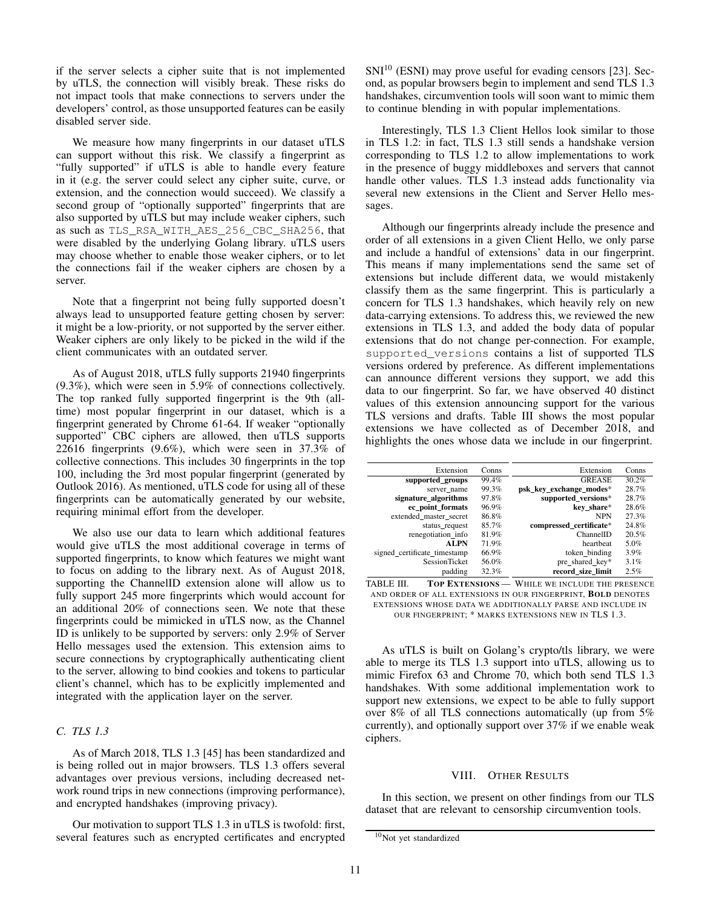if the server selects a cipher suite that is not implemented by uTLS, the connection will visibly break. These risks do not impact tools that make connections to servers under the developers' control, as those unsupported features can be easily disabled server side.

We measure how many fingerprints in our dataset uTLS can support without this risk. We classify a fingerprint as "fully supported" if uTLS is able to handle every feature in it (e.g. the server could select any cipher suite, curve, or extension, and the connection would succeed). We classify a second group of "optionally supported" fingerprints that are also supported by uTLS but may include weaker ciphers, such as such as `TLS_RSA_WITH_AES_256_CBC_SHA256`, that were disabled by the underlying Golang library. uTLS users may choose whether to enable those weaker ciphers, or to let the connections fail if the weaker ciphers are chosen by a server.

Note that a fingerprint not being fully supported doesn't always lead to unsupported feature getting chosen by server: it might be a low-priority, or not supported by the server either. Weaker ciphers are only likely to be picked in the wild if the client communicates with an outdated server.

As of August 2018, uTLS fully supports 21940 fingerprints (9.3%), which were seen in 5.9% of connections collectively. The top ranked fully supported fingerprint is the 9th (all-time) most popular fingerprint in our dataset, which is a fingerprint generated by Chrome 61-64. If weaker "optionally supported" CBC ciphers are allowed, then uTLS supports 22616 fingerprints (9.6%), which were seen in 37.3% of collective connections. This includes 30 fingerprints in the top 100, including the 3rd most popular fingerprint (generated by Outlook 2016). As mentioned, uTLS code for using all of these fingerprints can be automatically generated by our website, requiring minimal effort from the developer.

We also use our data to learn which additional features would give uTLS the most additional coverage in terms of supported fingerprints, to know which features we might want to focus on adding to the library next. As of August 2018, supporting the ChannelID extension alone will allow us to fully support 245 more fingerprints which would account for an additional 20% of connections seen. We note that these fingerprints could be mimicked in uTLS now, as the Channel ID is unlikely to be supported by servers: only 2.9% of Server Hello messages used the extension. This extension aims to secure connections by cryptographically authenticating client to the server, allowing to bind cookies and tokens to particular client's channel, which has to be explicitly implemented and integrated with the application layer on the server.

### C. TLS 1.3

As of March 2018, TLS 1.3 [45] has been standardized and is being rolled out in major browsers. TLS 1.3 offers several advantages over previous versions, including decreased network round trips in new connections (improving performance), and encrypted handshakes (improving privacy).

Our motivation to support TLS 1.3 in uTLS is twofold: first, several features such as encrypted certificates and encrypted SNI[10] (ESNI) may prove useful for evading censors [23]. Second, as popular browsers begin to implement and send TLS 1.3 handshakes, circumvention tools will soon want to mimic them to continue blending in with popular implementations.

Interestingly, TLS 1.3 Client Hellos look similar to those in TLS 1.2: in fact, TLS 1.3 still sends a handshake version corresponding to TLS 1.2 to allow implementations to work in the presence of buggy middleboxes and servers that cannot handle other values. TLS 1.3 instead adds functionality via several new extensions in the Client and Server Hello messages.

Although our fingerprints already include the presence and order of all extensions in a given Client Hello, we only parse and include a handful of extensions' data in our fingerprint. This means if many implementations send the same set of extensions but include different data, we would mistakenly classify them as the same fingerprint. This is particularly a concern for TLS 1.3 handshakes, which heavily rely on new data-carrying extensions. To address this, we reviewed the new extensions in TLS 1.3, and added the body data of popular extensions that do not change per-connection. For example, `supported_versions` contains a list of supported TLS versions ordered by preference. As different implementations can announce different versions they support, we add this data to our fingerprint. So far, we have observed 40 distinct values of this extension announcing support for the various TLS versions and drafts. Table III shows the most popular extensions we have collected as of December 2018, and highlights the ones whose data we include in our fingerprint.

| Extension | Conns | Extension | Conns |
|---|---|---|---|
| **supported_groups** | 99.4% | GREASE | 30.2% |
| server_name | 99.3% | **psk_key_exchange_modes*** | 28.7% |
| **signature_algorithms** | 97.8% | **supported_versions*** | 28.7% |
| **ec_point_formats** | 96.9% | **key_share*** | 28.6% |
| extended_master_secret | 86.8% | NPN | 27.3% |
| status_request | 85.7% | **compressed_certificate*** | 24.8% |
| renegotiation_info | 81.9% | ChannelID | 20.5% |
| **ALPN** | 71.9% | heartbeat | 5.0% |
| signed_certificate_timestamp | 66.9% | token_binding | 3.9% |
| SessionTicket | 56.0% | pre_shared_key* | 3.1% |
| padding | 32.3% | **record_size_limit** | 2.5% |

TABLE III. TOP EXTENSIONS — WHILE WE INCLUDE THE PRESENCE AND ORDER OF ALL EXTENSIONS IN OUR FINGERPRINT, **BOLD** DENOTES EXTENSIONS WHOSE DATA WE ADDITIONALLY PARSE AND INCLUDE IN OUR FINGERPRINT; * MARKS EXTENSIONS NEW IN TLS 1.3.

As uTLS is built on Golang's crypto/tls library, we were able to merge its TLS 1.3 support into uTLS, allowing us to mimic Firefox 63 and Chrome 70, which both send TLS 1.3 handshakes. With some additional implementation work to support new extensions, we expect to be able to fully support over 8% of all TLS connections automatically (up from 5% currently), and optionally support over 37% if we enable weak ciphers.

## VIII. Other Results

In this section, we present on other findings from our TLS dataset that are relevant to censorship circumvention tools.

[10] Not yet standardized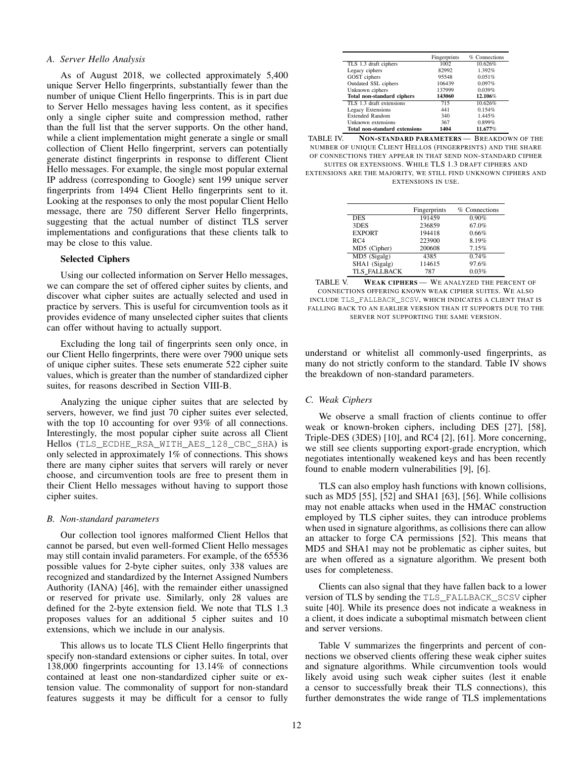### A. Server Hello Analysis

As of August 2018, we collected approximately 5,400 unique Server Hello fingerprints, substantially fewer than the number of unique Client Hello fingerprints. This is in part due to Server Hello messages having less content, as it specifies only a single cipher suite and compression method, rather than the full list that the server supports. On the other hand, while a client implementation might generate a single or small collection of Client Hello fingerprint, servers can potentially generate distinct fingerprints in response to different Client Hello messages. For example, the single most popular external IP address (corresponding to Google) sent 199 unique server fingerprints from 1494 Client Hello fingerprints sent to it. Looking at the responses to only the most popular Client Hello message, there are 750 different Server Hello fingerprints, suggesting that the actual number of distinct TLS server implementations and configurations that these clients talk to may be close to this value.

**Selected Ciphers**

Using our collected information on Server Hello messages, we can compare the set of offered cipher suites by clients, and discover what cipher suites are actually selected and used in practice by servers. This is useful for circumvention tools as it provides evidence of many unselected cipher suites that clients can offer without having to actually support.

Excluding the long tail of fingerprints seen only once, in our Client Hello fingerprints, there were over 7900 unique sets of unique cipher suites. These sets enumerate 522 cipher suite values, which is greater than the number of standardized cipher suites, for reasons described in Section VIII-B.

Analyzing the unique cipher suites that are selected by servers, however, we find just 70 cipher suites ever selected, with the top 10 accounting for over 93% of all connections. Interestingly, the most popular cipher suite across all Client Hellos (`TLS_ECDHE_RSA_WITH_AES_128_CBC_SHA`) is only selected in approximately 1% of connections. This shows there are many cipher suites that servers will rarely or never choose, and circumvention tools are free to present them in their Client Hello messages without having to support those cipher suites.

### B. Non-standard parameters

Our collection tool ignores malformed Client Hellos that cannot be parsed, but even well-formed Client Hello messages may still contain invalid parameters. For example, of the 65536 possible values for 2-byte cipher suites, only 338 values are recognized and standardized by the Internet Assigned Numbers Authority (IANA) [46], with the remainder either unassigned or reserved for private use. Similarly, only 28 values are defined for the 2-byte extension field. We note that TLS 1.3 proposes values for an additional 5 cipher suites and 10 extensions, which we include in our analysis.

This allows us to locate TLS Client Hello fingerprints that specify non-standard extensions or cipher suites. In total, over 138,000 fingerprints accounting for 13.14% of connections contained at least one non-standardized cipher suite or extension value. The commonality of support for non-standard features suggests it may be difficult for a censor to fully understand or whitelist all commonly-used fingerprints, as many do not strictly conform to the standard. Table IV shows the breakdown of non-standard parameters.

| | Fingerprints | % Connections |
|---|---|---|
| TLS 1.3 draft ciphers | 1002 | 10.626% |
| Legacy ciphers | 82992 | 1.392% |
| GOST ciphers | 95548 | 0.051% |
| Outdated SSL ciphers | 106439 | 0.097% |
| Unknown ciphers | 137999 | 0.039% |
| **Total non-standard ciphers** | **143060** | **12.106%** |
| TLS 1.3 draft extensions | 715 | 10.626% |
| Legacy Extensions | 441 | 0.154% |
| Extended Random | 340 | 1.445% |
| Unknown extensions | 367 | 0.899% |
| **Total non-standard extensions** | **1404** | **11.677%** |

TABLE IV. **NON-STANDARD PARAMETERS** — BREAKDOWN OF THE NUMBER OF UNIQUE CLIENT HELLOS (FINGERPRINTS) AND THE SHARE OF CONNECTIONS THEY APPEAR IN THAT SEND NON-STANDARD CIPHER SUITES OR EXTENSIONS. WHILE TLS 1.3 DRAFT CIPHERS AND EXTENSIONS ARE THE MAJORITY, WE STILL FIND UNKNOWN CIPHERS AND EXTENSIONS IN USE.

### C. Weak Ciphers

We observe a small fraction of clients continue to offer weak or known-broken ciphers, including DES [27], [58], Triple-DES (3DES) [10], and RC4 [2], [61]. More concerning, we still see clients supporting export-grade encryption, which negotiates intentionally weakened keys and has been recently found to enable modern vulnerabilities [9], [6].

TLS can also employ hash functions with known collisions, such as MD5 [55], [52] and SHA1 [63], [56]. While collisions may not enable attacks when used in the HMAC construction employed by TLS cipher suites, they can introduce problems when used in signature algorithms, as collisions there can allow an attacker to forge CA permissions [52]. This means that MD5 and SHA1 may not be problematic as cipher suites, but are when offered as a signature algorithm. We present both uses for completeness.

Clients can also signal that they have fallen back to a lower version of TLS by sending the `TLS_FALLBACK_SCSV` cipher suite [40]. While its presence does not indicate a weakness in a client, it does indicate a suboptimal mismatch between client and server versions.

| | Fingerprints | % Connections |
|---|---|---|
| DES | 191459 | 0.90% |
| 3DES | 236859 | 67.0% |
| EXPORT | 194418 | 0.66% |
| RC4 | 223900 | 8.19% |
| MD5 (Cipher) | 200608 | 7.15% |
| MD5 (Sigalg) | 4385 | 0.74% |
| SHA1 (Sigalg) | 114615 | 97.6% |
| TLS_FALLBACK | 787 | 0.03% |

TABLE V. **WEAK CIPHERS** — WE ANALYZED THE PERCENT OF CONNECTIONS OFFERING KNOWN WEAK CIPHER SUITES. WE ALSO INCLUDE `TLS_FALLBACK_SCSV`, WHICH INDICATES A CLIENT THAT IS FALLING BACK TO AN EARLIER VERSION THAN IT SUPPORTS DUE TO THE SERVER NOT SUPPORTING THE SAME VERSION.

Table V summarizes the fingerprints and percent of connections we observed clients offering these weak cipher suites and signature algorithms. While circumvention tools would likely avoid using such weak cipher suites (lest it enable a censor to successfully break their TLS connections), this further demonstrates the wide range of TLS implementations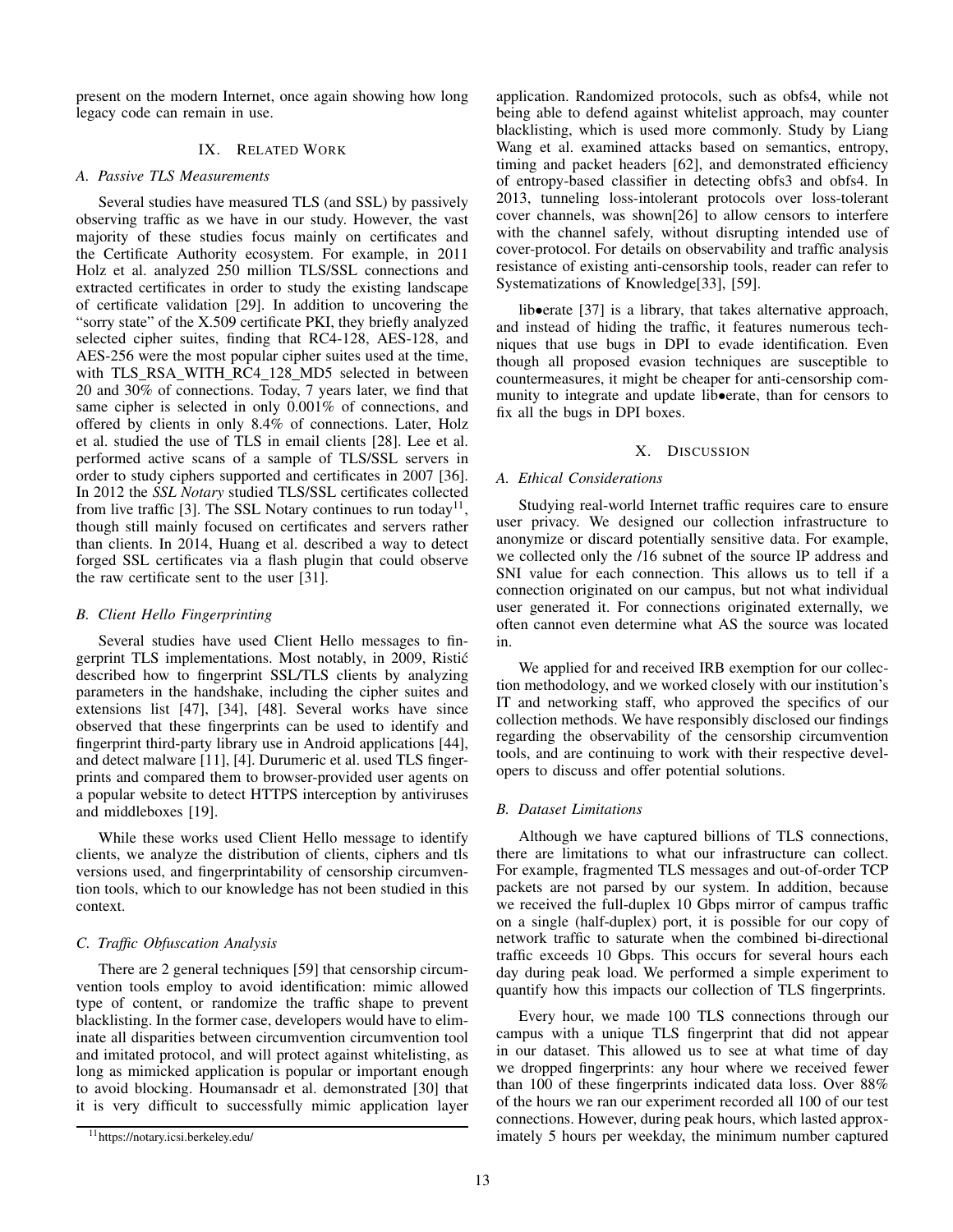present on the modern Internet, once again showing how long legacy code can remain in use.

## IX. Related Work

### A. Passive TLS Measurements

Several studies have measured TLS (and SSL) by passively observing traffic as we have in our study. However, the vast majority of these studies focus mainly on certificates and the Certificate Authority ecosystem. For example, in 2011 Holz et al. analyzed 250 million TLS/SSL connections and extracted certificates in order to study the existing landscape of certificate validation [29]. In addition to uncovering the "sorry state" of the X.509 certificate PKI, they briefly analyzed selected cipher suites, finding that RC4-128, AES-128, and AES-256 were the most popular cipher suites used at the time, with TLS_RSA_WITH_RC4_128_MD5 selected in between 20 and 30% of connections. Today, 7 years later, we find that same cipher is selected in only 0.001% of connections, and offered by clients in only 8.4% of connections. Later, Holz et al. studied the use of TLS in email clients [28]. Lee et al. performed active scans of a sample of TLS/SSL servers in order to study ciphers supported and certificates in 2007 [36]. In 2012 the *SSL Notary* studied TLS/SSL certificates collected from live traffic [3]. The SSL Notary continues to run today[11], though still mainly focused on certificates and servers rather than clients. In 2014, Huang et al. described a way to detect forged SSL certificates via a flash plugin that could observe the raw certificate sent to the user [31].

### B. Client Hello Fingerprinting

Several studies have used Client Hello messages to fingerprint TLS implementations. Most notably, in 2009, Ristić described how to fingerprint SSL/TLS clients by analyzing parameters in the handshake, including the cipher suites and extensions list [47], [34], [48]. Several works have since observed that these fingerprints can be used to identify and fingerprint third-party library use in Android applications [44], and detect malware [11], [4]. Durumeric et al. used TLS fingerprints and compared them to browser-provided user agents on a popular website to detect HTTPS interception by antiviruses and middleboxes [19].

While these works used Client Hello message to identify clients, we analyze the distribution of clients, ciphers and tls versions used, and fingerprintability of censorship circumvention tools, which to our knowledge has not been studied in this context.

### C. Traffic Obfuscation Analysis

There are 2 general techniques [59] that censorship circumvention tools employ to avoid identification: mimic allowed type of content, or randomize the traffic shape to prevent blacklisting. In the former case, developers would have to eliminate all disparities between circumvention circumvention tool and imitated protocol, and will protect against whitelisting, as long as mimicked application is popular or important enough to avoid blocking. Houmansadr et al. demonstrated [30] that it is very difficult to successfully mimic application layer application. Randomized protocols, such as obfs4, while not being able to defend against whitelist approach, may counter blacklisting, which is used more commonly. Study by Liang Wang et al. examined attacks based on semantics, entropy, timing and packet headers [62], and demonstrated efficiency of entropy-based classifier in detecting obfs3 and obfs4. In 2013, tunneling loss-intolerant protocols over loss-tolerant cover channels, was shown[26] to allow censors to interfere with the channel safely, without disrupting intended use of cover-protocol. For details on observability and traffic analysis resistance of existing anti-censorship tools, reader can refer to Systematizations of Knowledge[33], [59].

lib•erate [37] is a library, that takes alternative approach, and instead of hiding the traffic, it features numerous techniques that use bugs in DPI to evade identification. Even though all proposed evasion techniques are susceptible to countermeasures, it might be cheaper for anti-censorship community to integrate and update lib•erate, than for censors to fix all the bugs in DPI boxes.

## X. Discussion

### A. Ethical Considerations

Studying real-world Internet traffic requires care to ensure user privacy. We designed our collection infrastructure to anonymize or discard potentially sensitive data. For example, we collected only the /16 subnet of the source IP address and SNI value for each connection. This allows us to tell if a connection originated on our campus, but not what individual user generated it. For connections originated externally, we often cannot even determine what AS the source was located in.

We applied for and received IRB exemption for our collection methodology, and we worked closely with our institution's IT and networking staff, who approved the specifics of our collection methods. We have responsibly disclosed our findings regarding the observability of the censorship circumvention tools, and are continuing to work with their respective developers to discuss and offer potential solutions.

### B. Dataset Limitations

Although we have captured billions of TLS connections, there are limitations to what our infrastructure can collect. For example, fragmented TLS messages and out-of-order TCP packets are not parsed by our system. In addition, because we received the full-duplex 10 Gbps mirror of campus traffic on a single (half-duplex) port, it is possible for our copy of network traffic to saturate when the combined bi-directional traffic exceeds 10 Gbps. This occurs for several hours each day during peak load. We performed a simple experiment to quantify how this impacts our collection of TLS fingerprints.

Every hour, we made 100 TLS connections through our campus with a unique TLS fingerprint that did not appear in our dataset. This allowed us to see at what time of day we dropped fingerprints: any hour where we received fewer than 100 of these fingerprints indicated data loss. Over 88% of the hours we ran our experiment recorded all 100 of our test connections. However, during peak hours, which lasted approximately 5 hours per weekday, the minimum number captured

[11] https://notary.icsi.berkeley.edu/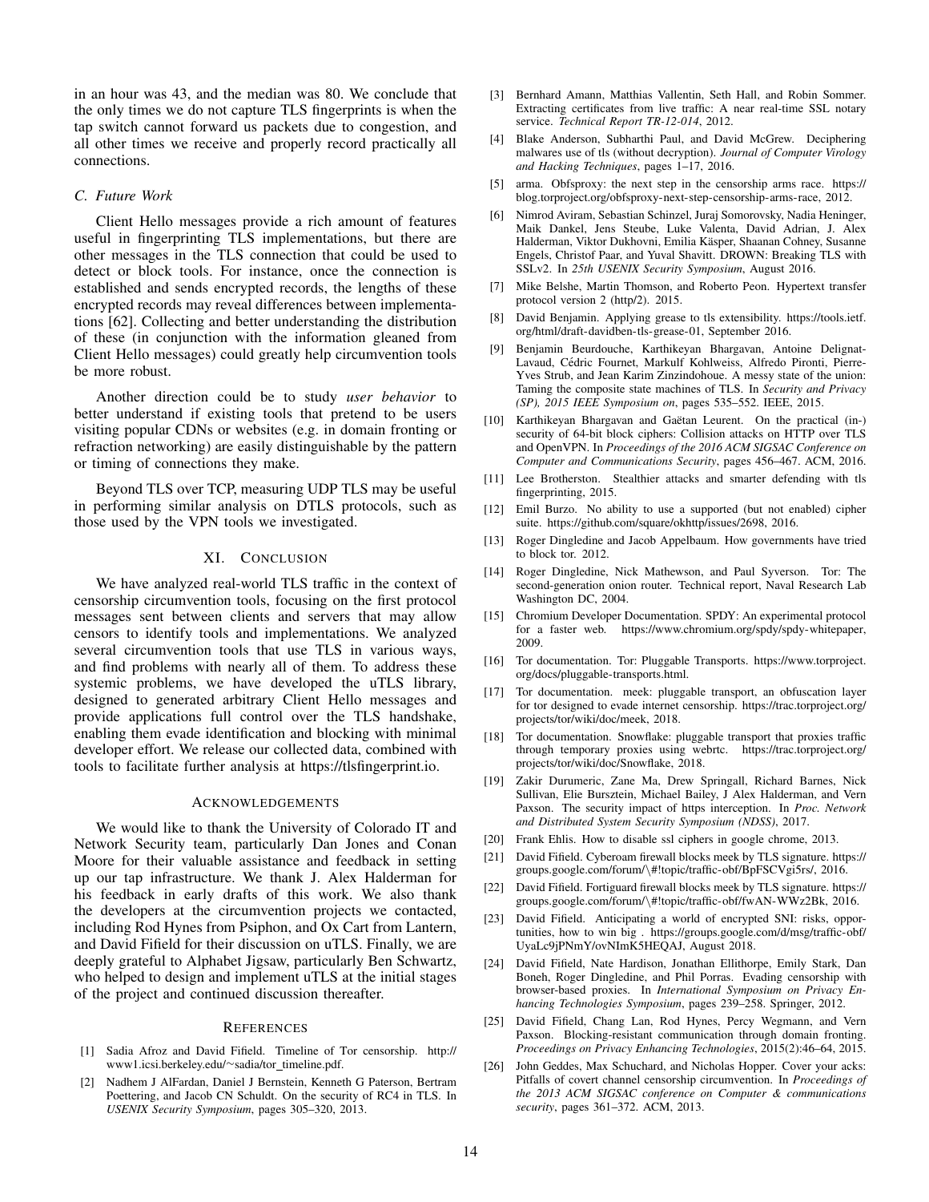in an hour was 43, and the median was 80. We conclude that the only times we do not capture TLS fingerprints is when the tap switch cannot forward us packets due to congestion, and all other times we receive and properly record practically all connections.

### C. Future Work

Client Hello messages provide a rich amount of features useful in fingerprinting TLS implementations, but there are other messages in the TLS connection that could be used to detect or block tools. For instance, once the connection is established and sends encrypted records, the lengths of these encrypted records may reveal differences between implementations [62]. Collecting and better understanding the distribution of these (in conjunction with the information gleaned from Client Hello messages) could greatly help circumvention tools be more robust.

Another direction could be to study *user behavior* to better understand if existing tools that pretend to be users visiting popular CDNs or websites (e.g. in domain fronting or refraction networking) are easily distinguishable by the pattern or timing of connections they make.

Beyond TLS over TCP, measuring UDP TLS may be useful in performing similar analysis on DTLS protocols, such as those used by the VPN tools we investigated.

## XI. Conclusion

We have analyzed real-world TLS traffic in the context of censorship circumvention tools, focusing on the first protocol messages sent between clients and servers that may allow censors to identify tools and implementations. We analyzed several circumvention tools that use TLS in various ways, and find problems with nearly all of them. To address these systemic problems, we have developed the uTLS library, designed to generated arbitrary Client Hello messages and provide applications full control over the TLS handshake, enabling them evade identification and blocking with minimal developer effort. We release our collected data, combined with tools to facilitate further analysis at https://tlsfingerprint.io.

## Acknowledgements

We would like to thank the University of Colorado IT and Network Security team, particularly Dan Jones and Conan Moore for their valuable assistance and feedback in setting up our tap infrastructure. We thank J. Alex Halderman for his feedback in early drafts of this work. We also thank the developers at the circumvention projects we contacted, including Rod Hynes from Psiphon, and Ox Cart from Lantern, and David Fifield for their discussion on uTLS. Finally, we are deeply grateful to Alphabet Jigsaw, particularly Ben Schwartz, who helped to design and implement uTLS at the initial stages of the project and continued discussion thereafter.

## References

[1] Sadia Afroz and David Fifield. Timeline of Tor censorship. http://www1.icsi.berkeley.edu/~sadia/tor_timeline.pdf.

[2] Nadhem J AlFardan, Daniel J Bernstein, Kenneth G Paterson, Bertram Poettering, and Jacob CN Schuldt. On the security of RC4 in TLS. In *USENIX Security Symposium*, pages 305–320, 2013.

[3] Bernhard Amann, Matthias Vallentin, Seth Hall, and Robin Sommer. Extracting certificates from live traffic: A near real-time SSL notary service. *Technical Report TR-12-014*, 2012.

[4] Blake Anderson, Subharthi Paul, and David McGrew. Deciphering malwares use of tls (without decryption). *Journal of Computer Virology and Hacking Techniques*, pages 1–17, 2016.

[5] arma. Obfsproxy: the next step in the censorship arms race. https://blog.torproject.org/obfsproxy-next-step-censorship-arms-race, 2012.

[6] Nimrod Aviram, Sebastian Schinzel, Juraj Somorovsky, Nadia Heninger, Maik Dankel, Jens Steube, Luke Valenta, David Adrian, J. Alex Halderman, Viktor Dukhovni, Emilia Käsper, Shaanan Cohney, Susanne Engels, Christof Paar, and Yuval Shavitt. DROWN: Breaking TLS with SSLv2. In *25th USENIX Security Symposium*, August 2016.

[7] Mike Belshe, Martin Thomson, and Roberto Peon. Hypertext transfer protocol version 2 (http/2). 2015.

[8] David Benjamin. Applying grease to tls extensibility. https://tools.ietf.org/html/draft-davidben-tls-grease-01, September 2016.

[9] Benjamin Beurdouche, Karthikeyan Bhargavan, Antoine Delignat-Lavaud, Cédric Fournet, Markulf Kohlweiss, Alfredo Pironti, Pierre-Yves Strub, and Jean Karim Zinzindohoue. A messy state of the union: Taming the composite state machines of TLS. In *Security and Privacy (SP), 2015 IEEE Symposium on*, pages 535–552. IEEE, 2015.

[10] Karthikeyan Bhargavan and Gaëtan Leurent. On the practical (in-) security of 64-bit block ciphers: Collision attacks on HTTP over TLS and OpenVPN. In *Proceedings of the 2016 ACM SIGSAC Conference on Computer and Communications Security*, pages 456–467. ACM, 2016.

[11] Lee Brotherston. Stealthier attacks and smarter defending with tls fingerprinting, 2015.

[12] Emil Burzo. No ability to use a supported (but not enabled) cipher suite. https://github.com/square/okhttp/issues/2698, 2016.

[13] Roger Dingledine and Jacob Appelbaum. How governments have tried to block tor. 2012.

[14] Roger Dingledine, Nick Mathewson, and Paul Syverson. Tor: The second-generation onion router. Technical report, Naval Research Lab Washington DC, 2004.

[15] Chromium Developer Documentation. SPDY: An experimental protocol for a faster web. https://www.chromium.org/spdy/spdy-whitepaper, 2009.

[16] Tor documentation. Tor: Pluggable Transports. https://www.torproject.org/docs/pluggable-transports.html.

[17] Tor documentation. meek: pluggable transport, an obfuscation layer for tor designed to evade internet censorship. https://trac.torproject.org/projects/tor/wiki/doc/meek, 2018.

[18] Tor documentation. Snowflake: pluggable transport that proxies traffic through temporary proxies using webrtc. https://trac.torproject.org/projects/tor/wiki/doc/Snowflake, 2018.

[19] Zakir Durumeric, Zane Ma, Drew Springall, Richard Barnes, Nick Sullivan, Elie Bursztein, Michael Bailey, J Alex Halderman, and Vern Paxson. The security impact of https interception. In *Proc. Network and Distributed System Security Symposium (NDSS)*, 2017.

[20] Frank Ehlis. How to disable ssl ciphers in google chrome, 2013.

[21] David Fifield. Cyberoam firewall blocks meek by TLS signature. https://groups.google.com/forum/\#!topic/traffic-obf/BpFSCVgi5rs/, 2016.

[22] David Fifield. Fortiguard firewall blocks meek by TLS signature. https://groups.google.com/forum/\#!topic/traffic-obf/fwAN-WWz2Bk, 2016.

[23] David Fifield. Anticipating a world of encrypted SNI: risks, opportunities, how to win big . https://groups.google.com/d/msg/traffic-obf/UyaLc9jPNmY/ovNImK5HEQAJ, August 2018.

[24] David Fifield, Nate Hardison, Jonathan Ellithorpe, Emily Stark, Dan Boneh, Roger Dingledine, and Phil Porras. Evading censorship with browser-based proxies. In *International Symposium on Privacy Enhancing Technologies Symposium*, pages 239–258. Springer, 2012.

[25] David Fifield, Chang Lan, Rod Hynes, Percy Wegmann, and Vern Paxson. Blocking-resistant communication through domain fronting. *Proceedings on Privacy Enhancing Technologies*, 2015(2):46–64, 2015.

[26] John Geddes, Max Schuchard, and Nicholas Hopper. Cover your acks: Pitfalls of covert channel censorship circumvention. In *Proceedings of the 2013 ACM SIGSAC conference on Computer & communications security*, pages 361–372. ACM, 2013.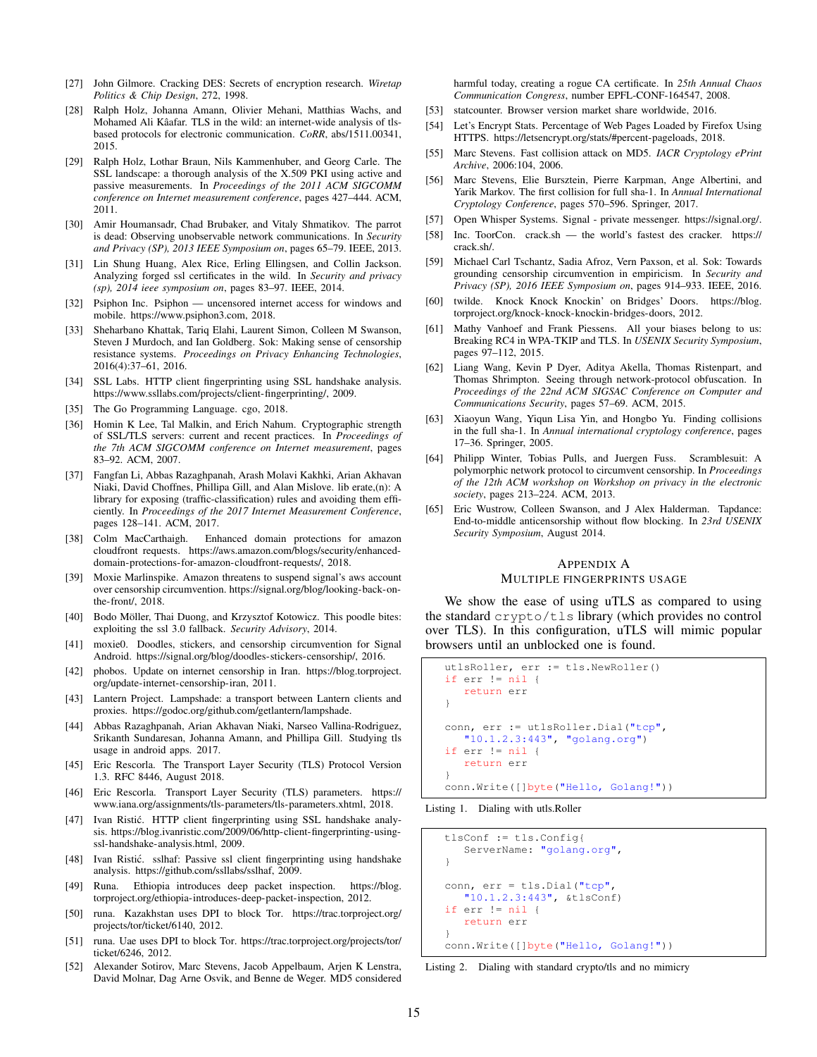[27] John Gilmore. Cracking DES: Secrets of encryption research. *Wiretap Politics & Chip Design*, 272, 1998.

[28] Ralph Holz, Johanna Amann, Olivier Mehani, Matthias Wachs, and Mohamed Ali Kâafar. TLS in the wild: an internet-wide analysis of tls-based protocols for electronic communication. *CoRR*, abs/1511.00341, 2015.

[29] Ralph Holz, Lothar Braun, Nils Kammenhuber, and Georg Carle. The SSL landscape: a thorough analysis of the X.509 PKI using active and passive measurements. In *Proceedings of the 2011 ACM SIGCOMM conference on Internet measurement conference*, pages 427–444. ACM, 2011.

[30] Amir Houmansadr, Chad Brubaker, and Vitaly Shmatikov. The parrot is dead: Observing unobservable network communications. In *Security and Privacy (SP), 2013 IEEE Symposium on*, pages 65–79. IEEE, 2013.

[31] Lin Shung Huang, Alex Rice, Erling Ellingsen, and Collin Jackson. Analyzing forged ssl certificates in the wild. In *Security and privacy (sp), 2014 ieee symposium on*, pages 83–97. IEEE, 2014.

[32] Psiphon Inc. Psiphon — uncensored internet access for windows and mobile. https://www.psiphon3.com, 2018.

[33] Sheharbano Khattak, Tariq Elahi, Laurent Simon, Colleen M Swanson, Steven J Murdoch, and Ian Goldberg. Sok: Making sense of censorship resistance systems. *Proceedings on Privacy Enhancing Technologies*, 2016(4):37–61, 2016.

[34] SSL Labs. HTTP client fingerprinting using SSL handshake analysis. https://www.ssllabs.com/projects/client-fingerprinting/, 2009.

[35] The Go Programming Language. cgo, 2018.

[36] Homin K Lee, Tal Malkin, and Erich Nahum. Cryptographic strength of SSL/TLS servers: current and recent practices. In *Proceedings of the 7th ACM SIGCOMM conference on Internet measurement*, pages 83–92. ACM, 2007.

[37] Fangfan Li, Abbas Razaghpanah, Arash Molavi Kakhki, Arian Akhavan Niaki, David Choffnes, Phillipa Gill, and Alan Mislove. lib erate,(n): A library for exposing (traffic-classification) rules and avoiding them efficiently. In *Proceedings of the 2017 Internet Measurement Conference*, pages 128–141. ACM, 2017.

[38] Colm MacCarthaigh. Enhanced domain protections for amazon cloudfront requests. https://aws.amazon.com/blogs/security/enhanced-domain-protections-for-amazon-cloudfront-requests/, 2018.

[39] Moxie Marlinspike. Amazon threatens to suspend signal's aws account over censorship circumvention. https://signal.org/blog/looking-back-on-the-front/, 2018.

[40] Bodo Möller, Thai Duong, and Krzysztof Kotowicz. This poodle bites: exploiting the ssl 3.0 fallback. *Security Advisory*, 2014.

[41] moxie0. Doodles, stickers, and censorship circumvention for Signal Android. https://signal.org/blog/doodles-stickers-censorship/, 2016.

[42] phobos. Update on internet censorship in Iran. https://blog.torproject.org/update-internet-censorship-iran, 2011.

[43] Lantern Project. Lampshade: a transport between Lantern clients and proxies. https://godoc.org/github.com/getlantern/lampshade.

[44] Abbas Razaghpanah, Arian Akhavan Niaki, Narseo Vallina-Rodriguez, Srikanth Sundaresan, Johanna Amann, and Phillipa Gill. Studying tls usage in android apps. 2017.

[45] Eric Rescorla. The Transport Layer Security (TLS) Protocol Version 1.3. RFC 8446, August 2018.

[46] Eric Rescorla. Transport Layer Security (TLS) parameters. https://www.iana.org/assignments/tls-parameters/tls-parameters.xhtml, 2018.

[47] Ivan Ristić. HTTP client fingerprinting using SSL handshake analysis. https://blog.ivanristic.com/2009/06/http-client-fingerprinting-using-ssl-handshake-analysis.html, 2009.

[48] Ivan Ristić. sslhaf: Passive ssl client fingerprinting using handshake analysis. https://github.com/ssllabs/sslhaf, 2009.

[49] Runa. Ethiopia introduces deep packet inspection. https://blog.torproject.org/ethiopia-introduces-deep-packet-inspection, 2012.

[50] runa. Kazakhstan uses DPI to block Tor. https://trac.torproject.org/projects/tor/ticket/6140, 2012.

[51] runa. Uae uses DPI to block Tor. https://trac.torproject.org/projects/tor/ticket/6246, 2012.

[52] Alexander Sotirov, Marc Stevens, Jacob Appelbaum, Arjen K Lenstra, David Molnar, Dag Arne Osvik, and Benne de Weger. MD5 considered harmful today, creating a rogue CA certificate. In *25th Annual Chaos Communication Congress*, number EPFL-CONF-164547, 2008.

[53] statcounter. Browser version market share worldwide, 2016.

[54] Let's Encrypt Stats. Percentage of Web Pages Loaded by Firefox Using HTTPS. https://letsencrypt.org/stats/#percent-pageloads, 2018.

[55] Marc Stevens. Fast collision attack on MD5. *IACR Cryptology ePrint Archive*, 2006:104, 2006.

[56] Marc Stevens, Elie Bursztein, Pierre Karpman, Ange Albertini, and Yarik Markov. The first collision for full sha-1. In *Annual International Cryptology Conference*, pages 570–596. Springer, 2017.

[57] Open Whisper Systems. Signal - private messenger. https://signal.org/.

[58] Inc. ToorCon. crack.sh — the world's fastest des cracker. https://crack.sh/.

[59] Michael Carl Tschantz, Sadia Afroz, Vern Paxson, et al. Sok: Towards grounding censorship circumvention in empiricism. In *Security and Privacy (SP), 2016 IEEE Symposium on*, pages 914–933. IEEE, 2016.

[60] twilde. Knock Knock Knockin' on Bridges' Doors. https://blog.torproject.org/knock-knock-knockin-bridges-doors, 2012.

[61] Mathy Vanhoef and Frank Piessens. All your biases belong to us: Breaking RC4 in WPA-TKIP and TLS. In *USENIX Security Symposium*, pages 97–112, 2015.

[62] Liang Wang, Kevin P Dyer, Aditya Akella, Thomas Ristenpart, and Thomas Shrimpton. Seeing through network-protocol obfuscation. In *Proceedings of the 22nd ACM SIGSAC Conference on Computer and Communications Security*, pages 57–69. ACM, 2015.

[63] Xiaoyun Wang, Yiqun Lisa Yin, and Hongbo Yu. Finding collisions in the full sha-1. In *Annual international cryptology conference*, pages 17–36. Springer, 2005.

[64] Philipp Winter, Tobias Pulls, and Juergen Fuss. Scramblesuit: A polymorphic network protocol to circumvent censorship. In *Proceedings of the 12th ACM workshop on Workshop on privacy in the electronic society*, pages 213–224. ACM, 2013.

[65] Eric Wustrow, Colleen Swanson, and J Alex Halderman. Tapdance: End-to-middle anticensorship without flow blocking. In *23rd USENIX Security Symposium*, August 2014.

## Appendix A
## Multiple Fingerprints Usage

We show the ease of using uTLS as compared to using the standard `crypto/tls` library (which provides no control over TLS). In this configuration, uTLS will mimic popular browsers until an unblocked one is found.

```go
utlsRoller, err := tls.NewRoller()
if err != nil {
    return err
}

conn, err := utlsRoller.Dial("tcp",
    "10.1.2.3:443", "golang.org")
if err != nil {
    return err
}
conn.Write([]byte("Hello, Golang!"))
```

Listing 1. Dialing with utls.Roller

```go
tlsConf := tls.Config{
    ServerName: "golang.org",
}

conn, err = tls.Dial("tcp",
    "10.1.2.3:443", &tlsConf)
if err != nil {
    return err
}
conn.Write([]byte("Hello, Golang!"))
```

Listing 2. Dialing with standard crypto/tls and no mimicry